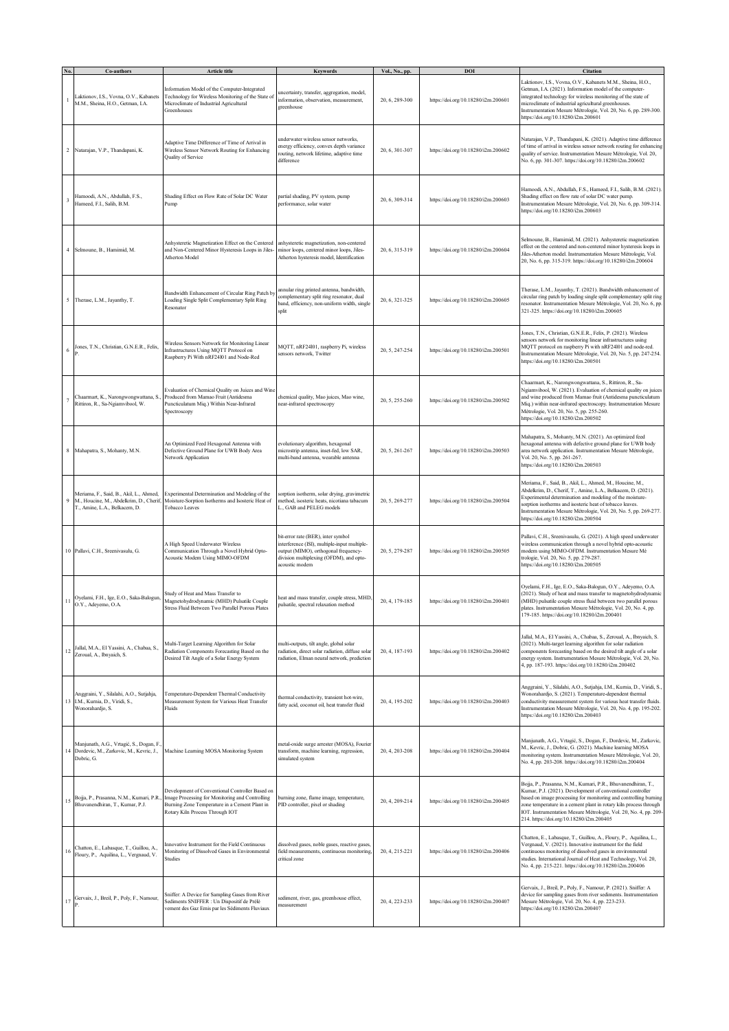| No. | Co-authors | Article title | Keywords | Vol., No., pp. | DOI | Citation |
|---|---|---|---|---|---|---|
| 1 | Laktionov, I.S., Vovna, O.V., Kabanets M.M., Sheina, H.O., Getman, I.A. | Information Model of the Computer-Integrated Technology for Wireless Monitoring of the State of Microclimate of Industrial Agricultural Greenhouses | uncertainty, transfer, aggregation, model, information, observation, measurement, greenhouse | 20, 6, 289-300 | https://doi.org/10.18280/i2m.200601 | Laktionov, I.S., Vovna, O.V., Kabanets M.M., Sheina, H.O., Getman, I.A. (2021). Information model of the computer-integrated technology for wireless monitoring of the state of microclimate of industrial agricultural greenhouses. Instrumentation Mesure Métrologie, Vol. 20, No. 6, pp. 289-300. https://doi.org/10.18280/i2m.200601 |
| 2 | Natarajan, V.P., Thandapani, K. | Adaptive Time Difference of Time of Arrival in Wireless Sensor Network Routing for Enhancing Quality of Service | underwater wireless sensor networks, energy efficiency, convex depth variance routing, network lifetime, adaptive time difference | 20, 6, 301-307 | https://doi.org/10.18280/i2m.200602 | Natarajan, V.P., Thandapani, K. (2021). Adaptive time difference of time of arrival in wireless sensor network routing for enhancing quality of service. Instrumentation Mesure Métrologie, Vol. 20, No. 6, pp. 301-307. https://doi.org/10.18280/i2m.200602 |
| 3 | Hamoodi, A.N., Abdullah, F.S., Hameed, F.I., Salih, B.M. | Shading Effect on Flow Rate of Solar DC Water Pump | partial shading, PV system, pump performance, solar water | 20, 6, 309-314 | https://doi.org/10.18280/i2m.200603 | Hamoodi, A.N., Abdullah, F.S., Hameed, F.I., Salih, B.M. (2021). Shading effect on flow rate of solar DC water pump. Instrumentation Mesure Métrologie, Vol. 20, No. 6, pp. 309-314. https://doi.org/10.18280/i2m.200603 |
| 4 | Selmoune, B., Hamimid, M. | Anhysteretic Magnetization Effect on the Centered and Non-Centered Minor Hysteresis Loops in Jiles-Atherton Model | anhysteretic magnetization, non-centered minor loops, centered minor loops, Jiles-Atherton hysteresis model, Identification | 20, 6, 315-319 | https://doi.org/10.18280/i2m.200604 | Selmoune, B., Hamimid, M. (2021). Anhysteretic magnetization effect on the centered and non-centered minor hysteresis loops in Jiles-Atherton model. Instrumentation Mesure Métrologie, Vol. 20, No. 6, pp. 315-319. https://doi.org/10.18280/i2m.200604 |
| 5 | Therase, L.M., Jayanthy, T. | Bandwidth Enhancement of Circular Ring Patch by Loading Single Split Complementary Split Ring Resonator | annular ring printed antenna, bandwidth, complementary split ring resonator, dual band, efficiency, non-uniform width, single split | 20, 6, 321-325 | https://doi.org/10.18280/i2m.200605 | Therase, L.M., Jayanthy, T. (2021). Bandwidth enhancement of circular ring patch by loading single split complementary split ring resonator. Instrumentation Mesure Métrologie, Vol. 20, No. 6, pp. 321-325. https://doi.org/10.18280/i2m.200605 |
| 6 | Jones, T.N., Christian, G.N.E.R., Felix, P. | Wireless Sensors Network for Monitoring Linear Infrastructures Using MQTT Protocol on Raspberry Pi With nRF24l01 and Node-Red | MQTT, nRF24l01, raspberry Pi, wireless sensors network, Twitter | 20, 5, 247-254 | https://doi.org/10.18280/i2m.200501 | Jones, T.N., Christian, G.N.E.R., Felix, P. (2021). Wireless sensors network for monitoring linear infrastructures using MQTT protocol on raspberry Pi with nRF24l01 and node-red. Instrumentation Mesure Métrologie, Vol. 20, No. 5, pp. 247-254. https://doi.org/10.18280/i2m.200501 |
| 7 | Chaarmart, K., Narongwongwattana, S., Rittiron, R., Sa-Ngiamvibool, W. | Evaluation of Chemical Quality on Juices and Wine Produced from Mamao Fruit (Antidesma Puncticulatum Miq.) Within Near-Infrared Spectroscopy | chemical quality, Mao juices, Mao wine, near-infrared spectroscopy | 20, 5, 255-260 | https://doi.org/10.18280/i2m.200502 | Chaarmart, K., Narongwongwattana, S., Rittiron, R., Sa-Ngiamvibool, W. (2021). Evaluation of chemical quality on juices and wine produced from Mamao fruit (Antidesma puncticulatum Miq.) within near-infrared spectroscopy. Instrumentation Mesure Métrologie, Vol. 20, No. 5, pp. 255-260. https://doi.org/10.18280/i2m.200502 |
| 8 | Mahapatra, S., Mohanty, M.N. | An Optimized Feed Hexagonal Antenna with Defective Ground Plane for UWB Body Area Network Application | evolutionary algorithm, hexagonal microstrip antenna, inset-fed, low SAR, multi-band antenna, wearable antenna | 20, 5, 261-267 | https://doi.org/10.18280/i2m.200503 | Mahapatra, S., Mohanty, M.N. (2021). An optimized feed hexagonal antenna with defective ground plane for UWB body area network application. Instrumentation Mesure Métrologie, Vol. 20, No. 5, pp. 261-267. https://doi.org/10.18280/i2m.200503 |
| 9 | Meriama, F., Said, B., Akil, L., Ahmed, M., Houcine, M., Abdelkrim, D., Cherif, T., Amine, L.A., Belkacem, D. | Experimental Determination and Modeling of the Moisture-Sorption Isotherms and Isosteric Heat of Tobacco Leaves | sorption isotherm, solar drying, gravimetric method, isosteric heats, nicotiana tabacum L., GAB and PELEG models | 20, 5, 269-277 | https://doi.org/10.18280/i2m.200504 | Meriama, F., Said, B., Akil, L., Ahmed, M., Houcine, M., Abdelkrim, D., Cherif, T., Amine, L.A., Belkacem, D. (2021). Experimental determination and modeling of the moisture-sorption isotherms and isosteric heat of tobacco leaves. Instrumentation Mesure Métrologie, Vol. 20, No. 5, pp. 269-277. https://doi.org/10.18280/i2m.200504 |
| 10 | Pallavi, C.H., Sreenivasulu, G. | A High Speed Underwater Wireless Communication Through a Novel Hybrid Opto-Acoustic Modem Using MIMO-OFDM | bit-error rate (BER), inter symbol interference (ISI), multiple-input multiple-output (MIMO), orthogonal frequency-division multiplexing (OFDM), and opto-acoustic modem | 20, 5, 279-287 | https://doi.org/10.18280/i2m.200505 | Pallavi, C.H., Sreenivasulu, G. (2021). A high speed underwater wireless communication through a novel hybrid opto-acoustic modem using MIMO-OFDM. Instrumentation Mesure Mé trologie, Vol. 20, No. 5, pp. 279-287. https://doi.org/10.18280/i2m.200505 |
| 11 | Oyelami, F.H., Ige, E.O., Saka-Balogun, O.Y., Adeyemo, O.A. | Study of Heat and Mass Transfer to Magnetohydrodynamic (MHD) Pulsatile Couple Stress Fluid Between Two Parallel Porous Plates | heat and mass transfer, couple stress, MHD, pulsatile, spectral relaxation method | 20, 4, 179-185 | https://doi.org/10.18280/i2m.200401 | Oyelami, F.H., Ige, E.O., Saka-Balogun, O.Y., Adeyemo, O.A. (2021). Study of heat and mass transfer to magnetohydrodynamic (MHD) pulsatile couple stress fluid between two parallel porous plates. Instrumentation Mesure Métrologie, Vol. 20, No. 4, pp. 179-185. https://doi.org/10.18280/i2m.200401 |
| 12 | Jallal, M.A., El Yassini, A., Chabaa, S., Zeroual, A., Ibnyaich, S. | Multi-Target Learning Algorithm for Solar Radiation Components Forecasting Based on the Desired Tilt Angle of a Solar Energy System | multi-outputs, tilt angle, global solar radiation, direct solar radiation, diffuse solar radiation, Elman neural network, prediction | 20, 4, 187-193 | https://doi.org/10.18280/i2m.200402 | Jallal, M.A., El Yassini, A., Chabaa, S., Zeroual, A., Ibnyaich, S. (2021). Multi-target learning algorithm for solar radiation components forecasting based on the desired tilt angle of a solar energy system. Instrumentation Mesure Métrologie, Vol. 20, No. 4, pp. 187-193. https://doi.org/10.18280/i2m.200402 |
| 13 | Anggraini, Y., Silalahi, A.O., Sutjahja, I.M., Kurnia, D., Viridi, S., Wonorahardjo, S. | Temperature-Dependent Thermal Conductivity Measurement System for Various Heat Transfer Fluids | thermal conductivity, transient hot-wire, fatty acid, coconut oil, heat transfer fluid | 20, 4, 195-202 | https://doi.org/10.18280/i2m.200403 | Anggraini, Y., Silalahi, A.O., Sutjahja, I.M., Kurnia, D., Viridi, S., Wonorahardjo, S. (2021). Temperature-dependent thermal conductivity measurement system for various heat transfer fluids. Instrumentation Mesure Métrologie, Vol. 20, No. 4, pp. 195-202. https://doi.org/10.18280/i2m.200403 |
| 14 | Manjunath, A.G., Vrtagić, S., Dogan, F., Dordevic, M., Zarkovic, M., Kevric, J., Dobric, G. | Machine Learning MOSA Monitoring System | metal-oxide surge arrester (MOSA), Fourier transform, machine learning, regression, simulated system | 20, 4, 203-208 | https://doi.org/10.18280/i2m.200404 | Manjunath, A.G., Vrtagić, S., Dogan, F., Dordevic, M., Zarkovic, M., Kevric, J., Dobric, G. (2021). Machine learning MOSA monitoring system. Instrumentation Mesure Métrologie, Vol. 20, No. 4, pp. 203-208. https://doi.org/10.18280/i2m.200404 |
| 15 | Bojja, P., Prasanna, N.M., Kumari, P.R., Bhuvanendhiran, T., Kumar, P.J. | Development of Conventional Controller Based on Image Processing for Monitoring and Controlling Burning Zone Temperature in a Cement Plant in Rotary Kiln Process Through IOT | burning zone, flame image, temperature, PID controller, pixel or shading | 20, 4, 209-214 | https://doi.org/10.18280/i2m.200405 | Bojja, P., Prasanna, N.M., Kumari, P.R., Bhuvanendhiran, T., Kumar, P.J. (2021). Development of conventional controller based on image processing for monitoring and controlling burning zone temperature in a cement plant in rotary kiln process through IOT. Instrumentation Mesure Métrologie, Vol. 20, No. 4, pp. 209-214. https://doi.org/10.18280/i2m.200405 |
| 16 | Chatton, E., Labasque, T., Guillou, A., Floury, P., Aquilina, L., Vergnaud, V. | Innovative Instrument for the Field Continuous Monitoring of Dissolved Gases in Environmental Studies | dissolved gases, noble gases, reactive gases, field measurements, continuous monitoring, critical zone | 20, 4, 215-221 | https://doi.org/10.18280/i2m.200406 | Chatton, E., Labasque, T., Guillou, A., Floury, P., Aquilina, L., Vergnaud, V. (2021). Innovative instrument for the field continuous monitoring of dissolved gases in environmental studies. International Journal of Heat and Technology, Vol. 20, No. 4, pp. 215-221. https://doi.org/10.18280/i2m.200406 |
| 17 | Gervaix, J., Breil, P., Poly, F., Namour, P. | Sniffer: A Device for Sampling Gases from River Sediments SNIFFER : Un Dispositif de Prélè vement des Gaz Emis par les Sédiments Fluviaux | sediment, river, gas, greenhouse effect, measurement | 20, 4, 223-233 | https://doi.org/10.18280/i2m.200407 | Gervaix, J., Breil, P., Poly, F., Namour, P. (2021). Sniffer: A device for sampling gases from river sediments. Instrumentation Mesure Métrologie, Vol. 20, No. 4, pp. 223-233. https://doi.org/10.18280/i2m.200407 |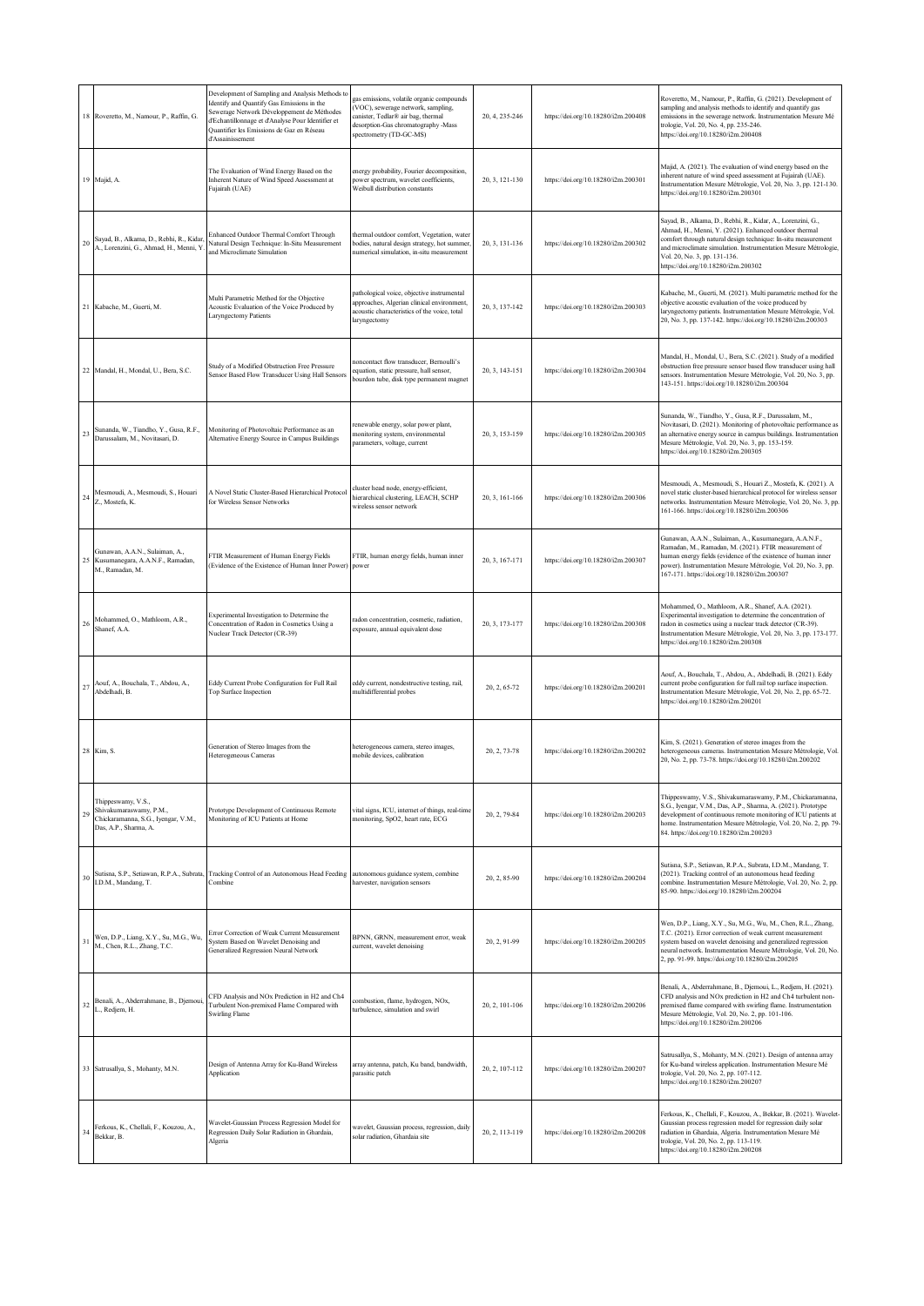| 18 | Roveretto, M., Namour, P., Raffin, G. | Development of Sampling and Analysis Methods to Identify and Quantify Gas Emissions in the Sewerage Network Développement de Méthodes d'Echantillonnage et d'Analyse Pour Identifier et Quantifier les Emissions de Gaz en Réseau d'Assainissement | gas emissions, volatile organic compounds (VOC), sewerage network, sampling, canister, Tedlar® air bag, thermal desorption-Gas chromatography -Mass spectrometry (TD-GC-MS) | 20, 4, 235-246 | https://doi.org/10.18280/i2m.200408 | Roveretto, M., Namour, P., Raffin, G. (2021). Development of sampling and analysis methods to identify and quantify gas emissions in the sewerage network. Instrumentation Mesure Mé trologie, Vol. 20, No. 4, pp. 235-246. https://doi.org/10.18280/i2m.200408 |
|---|---|---|---|---|---|---|
| 19 | Majid, A. | The Evaluation of Wind Energy Based on the Inherent Nature of Wind Speed Assessment at Fujairah (UAE) | energy probability, Fourier decomposition, power spectrum, wavelet coefficients, Weibull distribution constants | 20, 3, 121-130 | https://doi.org/10.18280/i2m.200301 | Majid, A. (2021). The evaluation of wind energy based on the inherent nature of wind speed assessment at Fujairah (UAE). Instrumentation Mesure Métrologie, Vol. 20, No. 3, pp. 121-130. https://doi.org/10.18280/i2m.200301 |
| 20 | Sayad, B., Alkama, D., Rebhi, R., Kidar, A., Lorenzini, G., Ahmad, H., Menni, Y. | Enhanced Outdoor Thermal Comfort Through Natural Design Technique: In-Situ Measurement and Microclimate Simulation | thermal outdoor comfort, Vegetation, water bodies, natural design strategy, hot summer, numerical simulation, in-situ measurement | 20, 3, 131-136 | https://doi.org/10.18280/i2m.200302 | Sayad, B., Alkama, D., Rebhi, R., Kidar, A., Lorenzini, G., Ahmad, H., Menni, Y. (2021). Enhanced outdoor thermal comfort through natural design technique: In-situ measurement and microclimate simulation. Instrumentation Mesure Métrologie, Vol. 20, No. 3, pp. 131-136. https://doi.org/10.18280/i2m.200302 |
| 21 | Kabache, M., Guerti, M. | Multi Parametric Method for the Objective Acoustic Evaluation of the Voice Produced by Laryngectomy Patients | pathological voice, objective instrumental approaches, Algerian clinical environment, acoustic characteristics of the voice, total laryngectomy | 20, 3, 137-142 | https://doi.org/10.18280/i2m.200303 | Kabache, M., Guerti, M. (2021). Multi parametric method for the objective acoustic evaluation of the voice produced by laryngectomy patients. Instrumentation Mesure Métrologie, Vol. 20, No. 3, pp. 137-142. https://doi.org/10.18280/i2m.200303 |
| 22 | Mandal, H., Mondal, U., Bera, S.C. | Study of a Modified Obstruction Free Pressure Sensor Based Flow Transducer Using Hall Sensors | noncontact flow transducer, Bernoulli's equation, static pressure, hall sensor, bourdon tube, disk type permanent magnet | 20, 3, 143-151 | https://doi.org/10.18280/i2m.200304 | Mandal, H., Mondal, U., Bera, S.C. (2021). Study of a modified obstruction free pressure sensor based flow transducer using hall sensors. Instrumentation Mesure Métrologie, Vol. 20, No. 3, pp. 143-151. https://doi.org/10.18280/i2m.200304 |
| 23 | Sunanda, W., Tiandho, Y., Gusa, R.F., Darussalam, M., Novitasari, D. | Monitoring of Photovoltaic Performance as an Alternative Energy Source in Campus Buildings | renewable energy, solar power plant, monitoring system, environmental parameters, voltage, current | 20, 3, 153-159 | https://doi.org/10.18280/i2m.200305 | Sunanda, W., Tiandho, Y., Gusa, R.F., Darussalam, M., Novitasari, D. (2021). Monitoring of photovoltaic performance as an alternative energy source in campus buildings. Instrumentation Mesure Métrologie, Vol. 20, No. 3, pp. 153-159. https://doi.org/10.18280/i2m.200305 |
| 24 | Mesmoudi, A., Mesmoudi, S., Houari Z., Mostefa, K. | A Novel Static Cluster-Based Hierarchical Protocol for Wireless Sensor Networks | cluster head node, energy-efficient, hierarchical clustering, LEACH, SCHP wireless sensor network | 20, 3, 161-166 | https://doi.org/10.18280/i2m.200306 | Mesmoudi, A., Mesmoudi, S., Houari Z., Mostefa, K. (2021). A novel static cluster-based hierarchical protocol for wireless sensor networks. Instrumentation Mesure Métrologie, Vol. 20, No. 3, pp. 161-166. https://doi.org/10.18280/i2m.200306 |
| 25 | Gunawan, A.A.N., Sulaiman, A., Kusumanegara, A.A.N.F., Ramadan, M., Ramadan, M. | FTIR Measurement of Human Energy Fields (Evidence of the Existence of Human Inner Power) | FTIR, human energy fields, human inner power | 20, 3, 167-171 | https://doi.org/10.18280/i2m.200307 | Gunawan, A.A.N., Sulaiman, A., Kusumanegara, A.A.N.F., Ramadan, M., Ramadan, M. (2021). FTIR measurement of human energy fields (evidence of the existence of human inner power). Instrumentation Mesure Métrologie, Vol. 20, No. 3, pp. 167-171. https://doi.org/10.18280/i2m.200307 |
| 26 | Mohammed, O., Mathloom, A.R., Shanef, A.A. | Experimental Investigation to Determine the Concentration of Radon in Cosmetics Using a Nuclear Track Detector (CR-39) | radon concentration, cosmetic, radiation, exposure, annual equivalent dose | 20, 3, 173-177 | https://doi.org/10.18280/i2m.200308 | Mohammed, O., Mathloom, A.R., Shanef, A.A. (2021). Experimental investigation to determine the concentration of radon in cosmetics using a nuclear track detector (CR-39). Instrumentation Mesure Métrologie, Vol. 20, No. 3, pp. 173-177. https://doi.org/10.18280/i2m.200308 |
| 27 | Aouf, A., Bouchala, T., Abdou, A., Abdelhadi, B. | Eddy Current Probe Configuration for Full Rail Top Surface Inspection | eddy current, nondestructive testing, rail, multidifferential probes | 20, 2, 65-72 | https://doi.org/10.18280/i2m.200201 | Aouf, A., Bouchala, T., Abdou, A., Abdelhadi, B. (2021). Eddy current probe configuration for full rail top surface inspection. Instrumentation Mesure Métrologie, Vol. 20, No. 2, pp. 65-72. https://doi.org/10.18280/i2m.200201 |
| 28 | Kim, S. | Generation of Stereo Images from the Heterogeneous Cameras | heterogeneous camera, stereo images, mobile devices, calibration | 20, 2, 73-78 | https://doi.org/10.18280/i2m.200202 | Kim, S. (2021). Generation of stereo images from the heterogeneous cameras. Instrumentation Mesure Métrologie, Vol. 20, No. 2, pp. 73-78. https://doi.org/10.18280/i2m.200202 |
| 29 | Thippeswamy, V.S., Shivakumaraswamy, P.M., Chickaramanna, S.G., Iyengar, V.M., Das, A.P., Sharma, A. | Prototype Development of Continuous Remote Monitoring of ICU Patients at Home | vital signs, ICU, internet of things, real-time monitoring, SpO2, heart rate, ECG | 20, 2, 79-84 | https://doi.org/10.18280/i2m.200203 | Thippeswamy, V.S., Shivakumaraswamy, P.M., Chickaramanna, S.G., Iyengar, V.M., Das, A.P., Sharma, A. (2021). Prototype development of continuous remote monitoring of ICU patients at home. Instrumentation Mesure Métrologie, Vol. 20, No. 2, pp. 79-84. https://doi.org/10.18280/i2m.200203 |
| 30 | Sutisna, S.P., Setiawan, R.P.A., Subrata, I.D.M., Mandang, T. | Tracking Control of an Autonomous Head Feeding Combine | autonomous guidance system, combine harvester, navigation sensors | 20, 2, 85-90 | https://doi.org/10.18280/i2m.200204 | Sutisna, S.P., Setiawan, R.P.A., Subrata, I.D.M., Mandang, T. (2021). Tracking control of an autonomous head feeding combine. Instrumentation Mesure Métrologie, Vol. 20, No. 2, pp. 85-90. https://doi.org/10.18280/i2m.200204 |
| 31 | Wen, D.P., Liang, X.Y., Su, M.G., Wu, M., Chen, R.L., Zhang, T.C. | Error Correction of Weak Current Measurement System Based on Wavelet Denoising and Generalized Regression Neural Network | BPNN, GRNN, measurement error, weak current, wavelet denoising | 20, 2, 91-99 | https://doi.org/10.18280/i2m.200205 | Wen, D.P., Liang, X.Y., Su, M.G., Wu, M., Chen, R.L., Zhang, T.C. (2021). Error correction of weak current measurement system based on wavelet denoising and generalized regression neural network. Instrumentation Mesure Métrologie, Vol. 20, No. 2, pp. 91-99. https://doi.org/10.18280/i2m.200205 |
| 32 | Benali, A., Abderrahmane, B., Djemoui, L., Redjem, H. | CFD Analysis and NOx Prediction in H2 and Ch4 Turbulent Non-premixed Flame Compared with Swirling Flame | combustion, flame, hydrogen, NOx, turbulence, simulation and swirl | 20, 2, 101-106 | https://doi.org/10.18280/i2m.200206 | Benali, A., Abderrahmane, B., Djemoui, L., Redjem, H. (2021). CFD analysis and NOx prediction in H2 and Ch4 turbulent non-premixed flame compared with swirling flame. Instrumentation Mesure Métrologie, Vol. 20, No. 2, pp. 101-106. https://doi.org/10.18280/i2m.200206 |
| 33 | Satrusallya, S., Mohanty, M.N. | Design of Antenna Array for Ku-Band Wireless Application | array antenna, patch, Ku band, bandwidth, parasitic patch | 20, 2, 107-112 | https://doi.org/10.18280/i2m.200207 | Satrusallya, S., Mohanty, M.N. (2021). Design of antenna array for Ku-band wireless application. Instrumentation Mesure Mé trologie, Vol. 20, No. 2, pp. 107-112. https://doi.org/10.18280/i2m.200207 |
| 34 | Ferkous, K., Chellali, F., Kouzou, A., Bekkar, B. | Wavelet-Gaussian Process Regression Model for Regression Daily Solar Radiation in Ghardaia, Algeria | wavelet, Gaussian process, regression, daily solar radiation, Ghardaia site | 20, 2, 113-119 | https://doi.org/10.18280/i2m.200208 | Ferkous, K., Chellali, F., Kouzou, A., Bekkar, B. (2021). Wavelet-Gaussian process regression model for regression daily solar radiation in Ghardaia, Algeria. Instrumentation Mesure Mé trologie, Vol. 20, No. 2, pp. 113-119. https://doi.org/10.18280/i2m.200208 |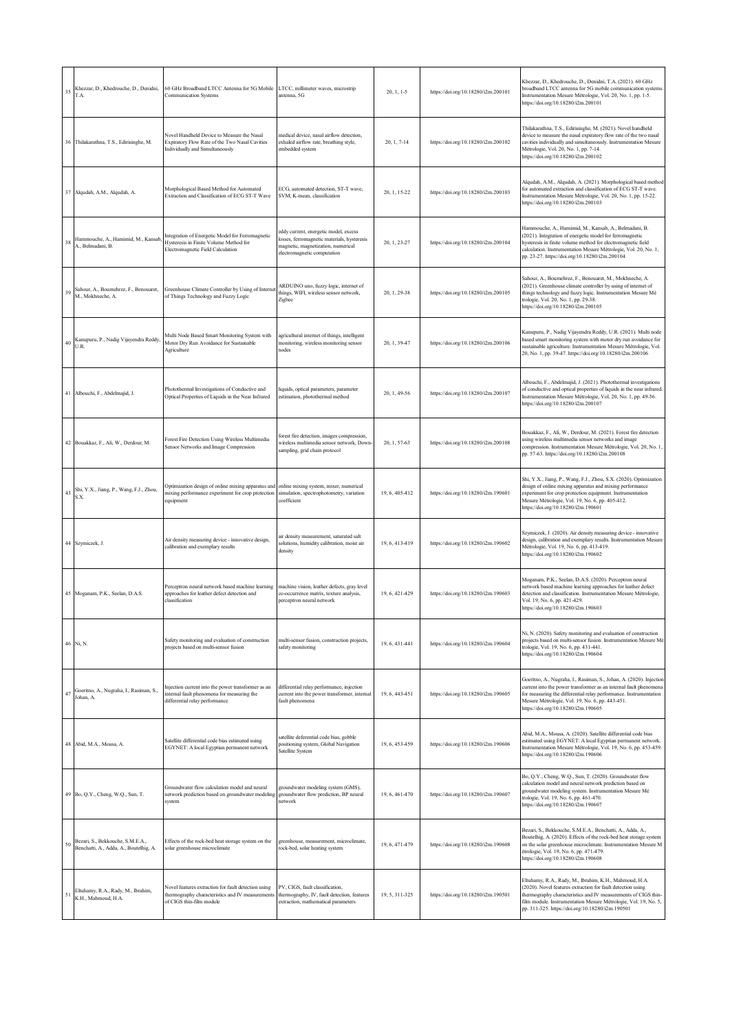| 35 | Khezzar, D., Khedrouche, D., Denidni, T.A. | 60 GHz Broadband LTCC Antenna for 5G Mobile Communication Systems | LTCC, millimeter waves, microstrip antenna, 5G | 20, 1, 1-5 | https://doi.org/10.18280/i2m.200101 | Khezzar, D., Khedrouche, D., Denidni, T.A. (2021). 60 GHz broadband LTCC antenna for 5G mobile communication systems. Instrumentation Mesure Métrologie, Vol. 20, No. 1, pp. 1-5. https://doi.org/10.18280/i2m.200101 |
|---|---|---|---|---|---|---|
| 36 | Thilakarathna, T.S., Edirisinghe, M. | Novel Handheld Device to Measure the Nasal Expiratory Flow Rate of the Two Nasal Cavities Individually and Simultaneously | medical device, nasal airflow detection, exhaled airflow rate, breathing style, embedded system | 20, 1, 7-14 | https://doi.org/10.18280/i2m.200102 | Thilakarathna, T.S., Edirisinghe, M. (2021). Novel handheld device to measure the nasal expiratory flow rate of the two nasal cavities individually and simultaneously. Instrumentation Mesure Métrologie, Vol. 20, No. 1, pp. 7-14. https://doi.org/10.18280/i2m.200102 |
| 37 | Alqudah, A.M., Alqudah, A. | Morphological Based Method for Automated Extraction and Classification of ECG ST-T Wave | ECG, automated detection, ST-T wave, SVM, K-mean, classification | 20, 1, 15-22 | https://doi.org/10.18280/i2m.200103 | Alqudah, A.M., Alqudah, A. (2021). Morphological based method for automated extraction and classification of ECG ST-T wave. Instrumentation Mesure Métrologie, Vol. 20, No. 1, pp. 15-22. https://doi.org/10.18280/i2m.200103 |
| 38 | Hammouche, A., Hamimid, M., Kansab, A., Belmadani, B. | Integration of Energetic Model for Ferromagnetic Hysteresis in Finite Volume Method for Electromagnetic Field Calculation | eddy current, energetic model, excess losses, ferromagnetic materials, hysteresis magnetic, magnetization, numerical electromagnetic computation | 20, 1, 23-27 | https://doi.org/10.18280/i2m.200104 | Hammouche, A., Hamimid, M., Kansab, A., Belmadani, B. (2021). Integration of energetic model for ferromagnetic hysteresis in finite volume method for electromagnetic field calculation. Instrumentation Mesure Métrologie, Vol. 20, No. 1, pp. 23-27. https://doi.org/10.18280/i2m.200104 |
| 39 | Sahour, A., Boumehrez, F., Benouaret, M., Mokhneche, A. | Greenhouse Climate Controller by Using of Internet of Things Technology and Fuzzy Logic | ARDUINO uno, fuzzy logic, internet of things, WIFI, wireless sensor network, Zigbee | 20, 1, 29-38 | https://doi.org/10.18280/i2m.200105 | Sahour, A., Boumehrez, F., Benouaret, M., Mokhneche, A. (2021). Greenhouse climate controller by using of internet of things technology and fuzzy logic. Instrumentation Mesure Mé trologie, Vol. 20, No. 1, pp. 29-38. https://doi.org/10.18280/i2m.200105 |
| 40 | Kanupuru, P., Nadig Vijayendra Reddy, U.R. | Multi Node Based Smart Monitoring System with Motor Dry Run Avoidance for Sustainable Agriculture | agricultural internet of things, intelligent monitoring, wireless monitoring sensor nodes | 20, 1, 39-47 | https://doi.org/10.18280/i2m.200106 | Kanupuru, P., Nadig Vijayendra Reddy, U.R. (2021). Multi node based smart monitoring system with motor dry run avoidance for sustainable agriculture. Instrumentation Mesure Métrologie, Vol. 20, No. 1, pp. 39-47. https://doi.org/10.18280/i2m.200106 |
| 41 | Albouchi, F., Abdelmajid, J. | Photothermal Investigations of Conductive and Optical Properties of Liquids in the Near Infrared | liquids, optical parameters, parameter estimation, photothermal method | 20, 1, 49-56 | https://doi.org/10.18280/i2m.200107 | Albouchi, F., Abdelmajid, J. (2021). Photothermal investigations of conductive and optical properties of liquids in the near infrared. Instrumentation Mesure Métrologie, Vol. 20, No. 1, pp. 49-56. https://doi.org/10.18280/i2m.200107 |
| 42 | Bouakkaz, F., Ali, W., Derdour, M. | Forest Fire Detection Using Wireless Multimedia Sensor Networks and Image Compression | forest fire detection, images compression, wireless multimedia sensor network, Down-sampling, grid chain protocol | 20, 1, 57-63 | https://doi.org/10.18280/i2m.200108 | Bouakkaz, F., Ali, W., Derdour, M. (2021). Forest fire detection using wireless multimedia sensor networks and image compression. Instrumentation Mesure Métrologie, Vol. 20, No. 1, pp. 57-63. https://doi.org/10.18280/i2m.200108 |
| 43 | Shi, Y.X., Jiang, P., Wang, F.J., Zhou, S.X. | Optimization design of online mixing apparatus and mixing performance experiment for crop protection equipment | online mixing system, mixer, numerical simulation, spectrophotometry, variation coefficient | 19, 6, 405-412 | https://doi.org/10.18280/i2m.190601 | Shi, Y.X., Jiang, P., Wang, F.J., Zhou, S.X. (2020). Optimization design of online mixing apparatus and mixing performance experiment for crop protection equipment. Instrumentation Mesure Métrologie, Vol. 19, No. 6, pp. 405-412. https://doi.org/10.18280/i2m.190601 |
| 44 | Szymiczek, J. | Air density measuring device - innovative design, calibration and exemplary results | air density measurement, saturated salt solutions, humidity calibration, moist air density | 19, 6, 413-419 | https://doi.org/10.18280/i2m.190602 | Szymiczek, J. (2020). Air density measuring device - innovative design, calibration and exemplary results. Instrumentation Mesure Métrologie, Vol. 19, No. 6, pp. 413-419. https://doi.org/10.18280/i2m.190602 |
| 45 | Moganam, P.K., Seelan, D.A.S. | Perceptron neural network based machine learning approaches for leather defect detection and classification | machine vision, leather defects, gray level co-occurrence matrix, texture analysis, perceptron neural network | 19, 6, 421-429 | https://doi.org/10.18280/i2m.190603 | Moganam, P.K., Seelan, D.A.S. (2020). Perceptron neural network based machine learning approaches for leather defect detection and classification. Instrumentation Mesure Métrologie, Vol. 19, No. 6, pp. 421-429. https://doi.org/10.18280/i2m.190603 |
| 46 | Ni, N. | Safety monitoring and evaluation of construction projects based on multi-sensor fusion | multi-sensor fusion, construction projects, safety monitoring | 19, 6, 431-441 | https://doi.org/10.18280/i2m.190604 | Ni, N. (2020). Safety monitoring and evaluation of construction projects based on multi-sensor fusion. Instrumentation Mesure Mé trologie, Vol. 19, No. 6, pp. 431-441. https://doi.org/10.18280/i2m.190604 |
| 47 | Goeritno, A., Nugraha, I., Rasiman, S., Johan, A. | Injection current into the power transformer as an internal fault phenomena for measuring the differential relay performance | differential relay performance, injection current into the power transformer, internal fault phenomena | 19, 6, 443-451 | https://doi.org/10.18280/i2m.190605 | Goeritno, A., Nugraha, I., Rasiman, S., Johan, A. (2020). Injection current into the power transformer as an internal fault phenomena for measuring the differential relay performance. Instrumentation Mesure Métrologie, Vol. 19, No. 6, pp. 443-451. https://doi.org/10.18280/i2m.190605 |
| 48 | Abid, M.A., Mousa, A. | Satellite differential code bias estimated using EGYNET: A local Egyptian permanent network | satellite deferential code bias, gobble positioning system, Global Navigation Satellite System | 19, 6, 453-459 | https://doi.org/10.18280/i2m.190606 | Abid, M.A., Mousa, A. (2020). Satellite differential code bias estimated using EGYNET: A local Egyptian permanent network. Instrumentation Mesure Métrologie, Vol. 19, No. 6, pp. 453-459. https://doi.org/10.18280/i2m.190606 |
| 49 | Bo, Q.Y., Cheng, W.Q., Sun, T. | Groundwater flow calculation model and neural network prediction based on groundwater modeling system | groundwater modeling system (GMS), groundwater flow prediction, BP neural network | 19, 6, 461-470 | https://doi.org/10.18280/i2m.190607 | Bo, Q.Y., Cheng, W.Q., Sun, T. (2020). Groundwater flow calculation model and neural network prediction based on groundwater modeling system. Instrumentation Mesure Mé trologie, Vol. 19, No. 6, pp. 461-470. https://doi.org/10.18280/i2m.190607 |
| 50 | Bezari, S., Bekkouche, S.M.E.A., Benchatti, A., Adda, A., Boutelhig, A. | Effects of the rock-bed heat storage system on the solar greenhouse microclimate | greenhouse, measurement, microclimate, rock-bed, solar heating system | 19, 6, 471-479 | https://doi.org/10.18280/i2m.190608 | Bezari, S., Bekkouche, S.M.E.A., Benchatti, A., Adda, A., Boutelhig, A. (2020). Effects of the rock-bed heat storage system on the solar greenhouse microclimate. Instrumentation Mesure M étrologie, Vol. 19, No. 6, pp. 471-479. https://doi.org/10.18280/i2m.190608 |
| 51 | Eltuhamy, R.A., Rady, M., Ibrahim, K.H., Mahmoud, H.A. | Novel features extraction for fault detection using thermography characteristics and IV measurements of CIGS thin-film module | PV, CIGS, fault classification, thermography, IV, fault detection, features extraction, mathematical parameters | 19, 5, 311-325 | https://doi.org/10.18280/i2m.190501 | Eltuhamy, R.A., Rady, M., Ibrahim, K.H., Mahmoud, H.A. (2020). Novel features extraction for fault detection using thermography characteristics and IV measurements of CIGS thin-film module. Instrumentation Mesure Métrologie, Vol. 19, No. 5, pp. 311-325. https://doi.org/10.18280/i2m.190501 |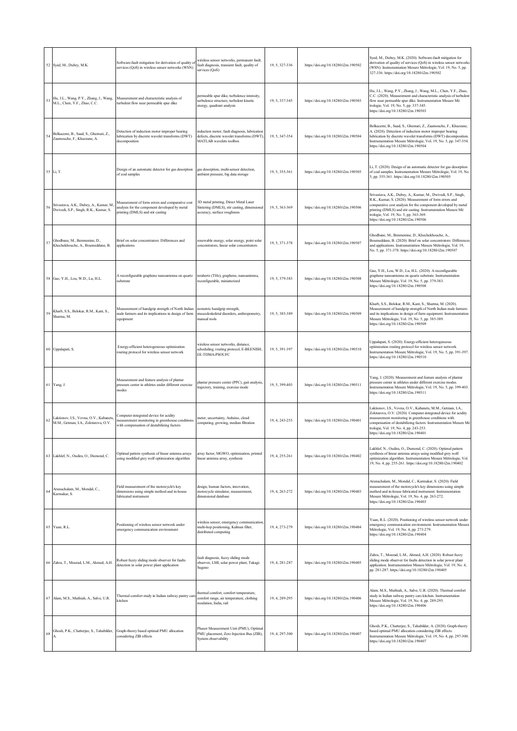| 52 | Syed, M., Dubey, M.K. | Software-fault mitigation for derivation of quality of services (QoS) in wireless sensor networks (WSN) | wireless sensor networks, permanent fault, fault diagnosis, transient fault, quality of services (QoS) | 19, 5, 327-336 | https://doi.org/10.18280/i2m.190502 | Syed, M., Dubey, M.K. (2020). Software-fault mitigation for derivation of quality of services (QoS) in wireless sensor networks (WSN). Instrumentation Mesure Métrologie, Vol. 19, No. 5, pp. 327-336. https://doi.org/10.18280/i2m.190502 |
|---|---|---|---|---|---|---|
| 53 | Hu, J.L., Wang, P.Y., Zhang, J., Wang, M.L., Chen, Y.F., Zhao, C.C. | Measurement and characteristic analysis of turbulent flow near permeable spur dike | permeable spur dike, turbulence intensity, turbulence structure, turbulent kinetic energy, quadrant analysis | 19, 5, 337-345 | https://doi.org/10.18280/i2m.190503 | Hu, J.L., Wang, P.Y., Zhang, J., Wang, M.L., Chen, Y.F., Zhao, C.C. (2020). Measurement and characteristic analysis of turbulent flow near permeable spur dike. Instrumentation Mesure Mé trologie, Vol. 19, No. 5, pp. 337-345. https://doi.org/10.18280/i2m.190503 |
| 54 | Belkacemi, B., Saad, S., Ghemari, Z., Zaamouche, F., Khazzane, A. | Detection of induction motor improper bearing lubrication by discrete wavelet transforms (DWT) decomposition | induction motor, fault diagnosis, lubrication defects, discrete wavelet transforms (DWT), MATLAB wavelets toolbox | 19, 5, 347-354 | https://doi.org/10.18280/i2m.190504 | Belkacemi, B., Saad, S., Ghemari, Z., Zaamouche, F., Khazzane, A. (2020). Detection of induction motor improper bearing lubrication by discrete wavelet transforms (DWT) decomposition. Instrumentation Mesure Métrologie, Vol. 19, No. 5, pp. 347-354. https://doi.org/10.18280/i2m.190504 |
| 55 | Li, T. | Design of an automatic detector for gas desorption of coal samples | gas desorption, multi-sensor detection, ambient pressure, big data storage | 19, 5, 355-361 | https://doi.org/10.18280/i2m.190505 | Li, T. (2020). Design of an automatic detector for gas desorption of coal samples. Instrumentation Mesure Métrologie, Vol. 19, No. 5, pp. 355-361. https://doi.org/10.18280/i2m.190505 |
| 56 | Srivastava, A.K., Dubey, A.K., Kumar, M., Dwivedi, S.P., Singh, R.K., Kumar, S. | Measurement of form errors and comparative cost analysis for the component developed by metal printing (DMLS) and stir casting | 3D metal printing, Direct Metal Laser Sintering (DMLS), stir casting, dimensional accuracy, surface roughness | 19, 5, 363-369 | https://doi.org/10.18280/i2m.190506 | Srivastava, A.K., Dubey, A.K., Kumar, M., Dwivedi, S.P., Singh, R.K., Kumar, S. (2020). Measurement of form errors and comparative cost analysis for the component developed by metal printing (DMLS) and stir casting. Instrumentation Mesure Mé trologie, Vol. 19, No. 5, pp. 363-369. https://doi.org/10.18280/i2m.190506 |
| 57 | Ghodbane, M., Benmenine, D., Khechekhouche, A., Boumeddane, B. | Brief on solar concentrators: Differences and applications | renewable energy, solar energy, point solar concentrators, linear solar concentrators | 19, 5, 371-378 | https://doi.org/10.18280/i2m.190507 | Ghodbane, M., Benmenine, D., Khechekhouche, A., Boumeddane, B. (2020). Brief on solar concentrators: Differences and applications. Instrumentation Mesure Métrologie, Vol. 19, No. 5, pp. 371-378. https://doi.org/10.18280/i2m.190507 |
| 58 | Gao, Y.H., Lou, W.D., Lu, H.L. | A reconfigurable graphene nanoantenna on quartz substrate | terahertz (THz), graphene, nanoantenna, reconfigurable, miniaturized | 19, 5, 379-383 | https://doi.org/10.18280/i2m.190508 | Gao, Y.H., Lou, W.D., Lu, H.L. (2020). A reconfigurable graphene nanoantenna on quartz substrate. Instrumentation Mesure Métrologie, Vol. 19, No. 5, pp. 379-383. https://doi.org/10.18280/i2m.190508 |
| 59 | Kharb, S.S., Belokar, R.M., Kant, S., Sharma, M. | Measurement of handgrip strength of North Indian male farmers and its implications in design of farm equipment | isometric handgrip strength, musculoskeletal disorders, anthropometry, manual tools | 19, 5, 385-389 | https://doi.org/10.18280/i2m.190509 | Kharb, S.S., Belokar, R.M., Kant, S., Sharma, M. (2020). Measurement of handgrip strength of North Indian male farmers and its implications in design of farm equipment. Instrumentation Mesure Métrologie, Vol. 19, No. 5, pp. 385-389. https://doi.org/10.18280/i2m.190509 |
| 60 | Uppalapati, S. | Energy-efficient heterogeneous optimization routing protocol for wireless sensor network | wireless sensor networks, distance, scheduling, routing protocol, E-BEENISH, EE-TDMA-PSOUFC | 19, 5, 391-397 | https://doi.org/10.18280/i2m.190510 | Uppalapati, S. (2020). Energy-efficient heterogeneous optimization routing protocol for wireless sensor network. Instrumentation Mesure Métrologie, Vol. 19, No. 5, pp. 391-397. https://doi.org/10.18280/i2m.190510 |
| 61 | Yang, J. | Measurement and feature analysis of plantar pressure center in athletes under different exercise modes | plantar pressure center (PPC), gait analysis, trajectory, training, exercise mode | 19, 5, 399-403 | https://doi.org/10.18280/i2m.190511 | Yang, J. (2020). Measurement and feature analysis of plantar pressure center in athletes under different exercise modes. Instrumentation Mesure Métrologie, Vol. 19, No. 5, pp. 399-403. https://doi.org/10.18280/i2m.190511 |
| 62 | Laktionov, I.S., Vovna, O.V., Kabanets, M.M., Getman, I.A., Zolotarova, O.V. | Computer-integrated device for acidity measurement monitoring in greenhouse conditions with compensation of destabilizing factors | meter, uncertainty, Arduino, cloud computing, growing, median filtration | 19, 4, 243-253 | https://doi.org/10.18280/i2m.190401 | Laktionov, I.S., Vovna, O.V., Kabanets, M.M., Getman, I.A., Zolotarova, O.V. (2020). Computer-integrated device for acidity measurement monitoring in greenhouse conditions with compensation of destabilizing factors. Instrumentation Mesure Mé trologie, Vol. 19, No. 4, pp. 243-253. https://doi.org/10.18280/i2m.190401 |
| 63 | Lakhlef, N., Oudira, O., Dumond, C. | Optimal pattern synthesis of linear antenna arrays using modified grey wolf optimization algorithm | array factor, MGWO, optimization, printed linear antenna array, synthesis | 19, 4, 255-261 | https://doi.org/10.18280/i2m.190402 | Lakhlef, N., Oudira, O., Dumond, C. (2020). Optimal pattern synthesis of linear antenna arrays using modified grey wolf optimization algorithm. Instrumentation Mesure Métrologie, Vol. 19, No. 4, pp. 255-261. https://doi.org/10.18280/i2m.190402 |
| 64 | Arunachalam, M., Mondal, C., Karmakar, S. | Field measurement of the motorcycle's key dimensions using simple method and in-house fabricated instrument | design, human factors, innovation, motorcycle simulator, measurement, dimensional database | 19, 4, 263-272 | https://doi.org/10.18280/i2m.190403 | Arunachalam, M., Mondal, C., Karmakar, S. (2020). Field measurement of the motorcycle's key dimensions using simple method and in-house fabricated instrument. Instrumentation Mesure Métrologie, Vol. 19, No. 4, pp. 263-272. https://doi.org/10.18280/i2m.190403 |
| 65 | Yuan, R.L. | Positioning of wireless sensor network under emergency communication environment | wireless sensor, emergency communication, multi-hop positioning, Kalman filter, distributed computing | 19, 4, 273-279 | https://doi.org/10.18280/i2m.190404 | Yuan, R.L. (2020). Positioning of wireless sensor network under emergency communication environment. Instrumentation Mesure Métrologie, Vol. 19, No. 4, pp. 273-279. https://doi.org/10.18280/i2m.190404 |
| 66 | Zahra, T., Mourad, L.M., Ahmed, A.H. | Robust fuzzy sliding mode observer for faults detection in solar power plant application | fault diagnosis, fuzzy sliding mode observer, LMI, solar power plant, Takagi-Sugeno | 19, 4, 281-287 | https://doi.org/10.18280/i2m.190405 | Zahra, T., Mourad, L.M., Ahmed, A.H. (2020). Robust fuzzy sliding mode observer for faults detection in solar power plant application. Instrumentation Mesure Métrologie, Vol. 19, No. 4, pp. 281-287. https://doi.org/10.18280/i2m.190405 |
| 67 | Alam, M.S., Muthiah, A., Salve, U.R. | Thermal comfort study in Indian railway pantry cars kitchen | thermal comfort, comfort temperature, comfort range, air temperature, clothing insulation, India, rail | 19, 4, 289-295 | https://doi.org/10.18280/i2m.190406 | Alam, M.S., Muthiah, A., Salve, U.R. (2020). Thermal comfort study in Indian railway pantry cars kitchen. Instrumentation Mesure Métrologie, Vol. 19, No. 4, pp. 289-295. https://doi.org/10.18280/i2m.190406 |
| 68 | Ghosh, P.K., Chatterjee, S., Tahabilder, A. | Graph-theory based optimal PMU allocation considering ZIB effects | Phasor Measurement Unit (PMU), Optimal PMU placement, Zero Injection Bus (ZIB), System observability | 19, 4, 297-300 | https://doi.org/10.18280/i2m.190407 | Ghosh, P.K., Chatterjee, S., Tahabilder, A. (2020). Graph-theory based optimal PMU allocation considering ZIB effects. Instrumentation Mesure Métrologie, Vol. 19, No. 4, pp. 297-300. https://doi.org/10.18280/i2m.190407 |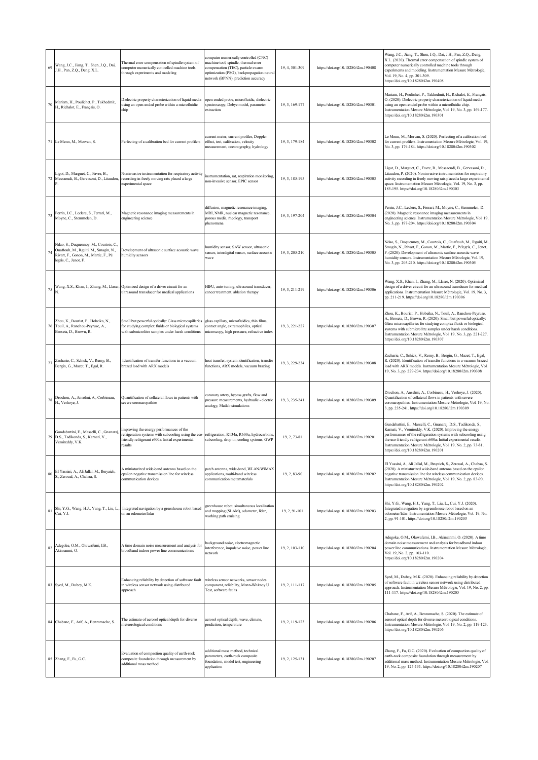| 69 | Wang, J.C., Jiang, T., Shen, J.Q., Dai, J.H., Pan, Z.Q., Deng, X.L. | Thermal error compensation of spindle system of computer numerically controlled machine tools through experiments and modeling | computer numerically controlled (CNC) machine tool, spindle, thermal error compensation (TEC), particle swarm optimization (PSO), backpropagation neural network (BPNN), prediction accuracy | 19, 4, 301-309 | https://doi.org/10.18280/i2m.190408 | Wang, J.C., Jiang, T., Shen, J.Q., Dai, J.H., Pan, Z.Q., Deng, X.L. (2020). Thermal error compensation of spindle system of computer numerically controlled machine tools through experiments and modeling. Instrumentation Mesure Métrologie, Vol. 19, No. 4, pp. 301-309. https://doi.org/10.18280/i2m.190408 |
|---|---|---|---|---|---|---|
| 70 | Mariam, H., Poulichet, P., Takhedmit, H., Richalot, E., Français, O. | Dielectric property characterization of liquid media using an open-ended probe within a microfluidic chip | open-ended probe, microfluidic, dielectric spectroscopy, Debye model, parameter extraction | 19, 3, 169-177 | https://doi.org/10.18280/i2m.190301 | Mariam, H., Poulichet, P., Takhedmit, H., Richalot, E., Français, O. (2020). Dielectric property characterization of liquid media using an open-ended probe within a microfluidic chip. Instrumentation Mesure Métrologie, Vol. 19, No. 3, pp. 169-177. https://doi.org/10.18280/i2m.190301 |
| 71 | Le Menn, M., Morvan, S. | Perfecting of a calibration bed for current profilers | current meter, current profiler, Doppler effect, test, calibration, velocity measurement, oceanography, hydrology | 19, 3, 179-184 | https://doi.org/10.18280/i2m.190302 | Le Menn, M., Morvan, S. (2020). Perfecting of a calibration bed for current profilers. Instrumentation Mesure Métrologie, Vol. 19, No. 3, pp. 179-184. https://doi.org/10.18280/i2m.190302 |
| 72 | Ligot, D., Marguet, C., Favre, B., Messaoudi, B., Gervasoni, D., Litaudon, P. | Noninvasive instrumentation for respiratory activity recording in freely moving rats placed a large experimental space | instrumentation, rat, respiration monitoring, non-invasive sensor, EPIC sensor | 19, 3, 185-195 | https://doi.org/10.18280/i2m.190303 | Ligot, D., Marguet, C., Favre, B., Messaoudi, B., Gervasoni, D., Litaudon, P. (2020). Noninvasive instrumentation for respiratory activity recording in freely moving rats placed a large experimental space. Instrumentation Mesure Métrologie, Vol. 19, No. 3, pp. 185-195. https://doi.org/10.18280/i2m.190303 |
| 73 | Perrin, J.C., Leclerc, S., Ferrari, M., Moyne, C., Stemmelen, D. | Magnetic resonance imaging measurements in engineering science | diffusion, magnetic resonance imaging, MRI, NMR, nuclear magnetic resonance, porous media, rheology, transport phenomena | 19, 3, 197-204 | https://doi.org/10.18280/i2m.190304 | Perrin, J.C., Leclerc, S., Ferrari, M., Moyne, C., Stemmelen, D. (2020). Magnetic resonance imaging measurements in engineering science. Instrumentation Mesure Métrologie, Vol. 19, No. 3, pp. 197-204. https://doi.org/10.18280/i2m.190304 |
| 74 | Ndao, S., Duquennoy, M., Courtois, C., Ouaftouh, M., Rguiti, M., Smagin, N., Rivart, F., Gonon, M., Martic, F., Pélegris, C., Jenot, F. | Development of ultrasonic surface acoustic wave humidity sensors | humidity sensor, SAW sensor, ultrasonic sensor, interdigital sensor, surface acoustic wave | 19, 3, 205-210 | https://doi.org/10.18280/i2m.190305 | Ndao, S., Duquennoy, M., Courtois, C., Ouaftouh, M., Rguiti, M., Smagin, N., Rivart, F., Gonon, M., Martic, F., Pélegris, C., Jenot, F. (2020). Development of ultrasonic surface acoustic wave humidity sensors. Instrumentation Mesure Métrologie, Vol. 19, No. 3, pp. 205-210. https://doi.org/10.18280/i2m.190305 |
| 75 | Wang, X.S., Khan, I., Zhang, M., Llaser, N. | Optimized design of a driver circuit for an ultrasound transducer for medical applications | HIFU, auto-tuning, ultrasound transducer, cancer treatment, ablation therapy | 19, 3, 211-219 | https://doi.org/10.18280/i2m.190306 | Wang, X.S., Khan, I., Zhang, M., Llaser, N. (2020). Optimized design of a driver circuit for an ultrasound transducer for medical applications. Instrumentation Mesure Métrologie, Vol. 19, No. 3, pp. 211-219. https://doi.org/10.18280/i2m.190306 |
| 76 | Zhou, K., Bouriat, P., Hobeika, N., Touil, A., Ranchou-Peyruse, A., Broseta, D., Brown, R. | Small but powerful optically: Glass microcapillaries for studying complex fluids or biological systems with submicrolitre samples under harsh conditions | glass capillary, microfluidics, thin films, contact angle, extremophiles, optical microscopy, high pressure, refractive index | 19, 3, 221-227 | https://doi.org/10.18280/i2m.190307 | Zhou, K., Bouriat, P., Hobeika, N., Touil, A., Ranchou-Peyruse, A., Broseta, D., Brown, R. (2020). Small but powerful optically: Glass microcapillaries for studying complex fluids or biological systems with submicrolitre samples under harsh conditions. Instrumentation Mesure Métrologie, Vol. 19, No. 3, pp. 221-227. https://doi.org/10.18280/i2m.190307 |
| 77 | Zacharie, C., Schick, V., Remy, B., Bergin, G., Mazet, T., Egal, R. | Identification of transfer functions in a vacuum brazed load with ARX models | heat transfer, system identification, transfer functions, ARX models, vacuum brazing | 19, 3, 229-234 | https://doi.org/10.18280/i2m.190308 | Zacharie, C., Schick, V., Remy, B., Bergin, G., Mazet, T., Egal, R. (2020). Identification of transfer functions in a vacuum brazed load with ARX models. Instrumentation Mesure Métrologie, Vol. 19, No. 3, pp. 229-234. https://doi.org/10.18280/i2m.190308 |
| 78 | Drochon, A., Anselmi, A., Corbineau, H., Verhoye, J. | Quantification of collateral flows in patients with severe coronaropathies | coronary artery, bypass grafts, flow and pressure measurements, hydraulic - electric analogy, Matlab simulations | 19, 3, 235-241 | https://doi.org/10.18280/i2m.190309 | Drochon, A., Anselmi, A., Corbineau, H., Verhoye, J. (2020). Quantification of collateral flows in patients with severe coronaropathies. Instrumentation Mesure Métrologie, Vol. 19, No. 3, pp. 235-241. https://doi.org/10.18280/i2m.190309 |
| 79 | Gundabattini, E., Masselli, C., Gnanaraj, D.S., Tadikonda, S., Karnati, V., Vemireddy, V.K. | Improving the energy performances of the refrigeration systems with subcooling using the eco-friendly refrigerant r600a: Initial experimental results | refrigeration, R134a, R600a, hydrocarbons, subcooling, drop-in, cooling systems, GWP | 19, 2, 73-81 | https://doi.org/10.18280/i2m.190201 | Gundabattini, E., Masselli, C., Gnanaraj, D.S., Tadikonda, S., Karnati, V., Vemireddy, V.K. (2020). Improving the energy performances of the refrigeration systems with subcooling using the eco-friendly refrigerant r600a: Initial experimental results. Instrumentation Mesure Métrologie, Vol. 19, No. 2, pp. 73-81. https://doi.org/10.18280/i2m.190201 |
| 80 | El Yassini, A., Ali Jallal, M., Ibnyaich, S., Zeroual, A., Chabaa, S. | A miniaturized wide-band antenna based on the epsilon negative transmission line for wireless communication devices | patch antenna, wide-band, WLAN/WiMAX applications, multi-band wireless communication metamaterials | 19, 2, 83-90 | https://doi.org/10.18280/i2m.190202 | El Yassini, A., Ali Jallal, M., Ibnyaich, S., Zeroual, A., Chabaa, S. (2020). A miniaturized wide-band antenna based on the epsilon negative transmission line for wireless communication devices. Instrumentation Mesure Métrologie, Vol. 19, No. 2, pp. 83-90. https://doi.org/10.18280/i2m.190202 |
| 81 | Shi, Y.G., Wang, H.J., Yang, T., Liu, L., Cui, Y.J. | Integrated navigation by a greenhouse robot based on an odometer/lidar | greenhouse robot, simultaneous localization and mapping (SLAM), odometer, lidar, working path cruising | 19, 2, 91-101 | https://doi.org/10.18280/i2m.190203 | Shi, Y.G., Wang, H.J., Yang, T., Liu, L., Cui, Y.J. (2020). Integrated navigation by a greenhouse robot based on an odometer/lidar. Instrumentation Mesure Métrologie, Vol. 19, No. 2, pp. 91-101. https://doi.org/10.18280/i2m.190203 |
| 82 | Adegoke, O.M., Oluwafemi, I.B., Akinsanmi, O. | A time domain noise measurement and analysis for broadband indoor power line communications | background noise, electromagnetic interference, impulsive noise, power line network | 19, 2, 103-110 | https://doi.org/10.18280/i2m.190204 | Adegoke, O.M., Oluwafemi, I.B., Akinsanmi, O. (2020). A time domain noise measurement and analysis for broadband indoor power line communications. Instrumentation Mesure Métrologie, Vol. 19, No. 2, pp. 103-110. https://doi.org/10.18280/i2m.190204 |
| 83 | Syed, M., Dubey, M.K. | Enhancing reliability by detection of software fault in wireless sensor network using distributed approach | wireless sensor networks, sensor nodes component, reliability, Mann-Whitney U Test, software faults | 19, 2, 111-117 | https://doi.org/10.18280/i2m.190205 | Syed, M., Dubey, M.K. (2020). Enhancing reliability by detection of software fault in wireless sensor network using distributed approach. Instrumentation Mesure Métrologie, Vol. 19, No. 2, pp. 111-117. https://doi.org/10.18280/i2m.190205 |
| 84 | Chabane, F., Arif, A., Benramache, S. | The estimate of aerosol optical depth for diverse meteorological conditions | aerosol optical depth, wave, climate, prediction, temperature | 19, 2, 119-123 | https://doi.org/10.18280/i2m.190206 | Chabane, F., Arif, A., Benramache, S. (2020). The estimate of aerosol optical depth for diverse meteorological conditions. Instrumentation Mesure Métrologie, Vol. 19, No. 2, pp. 119-123. https://doi.org/10.18280/i2m.190206 |
| 85 | Zhang, F., Fu, G.C. | Evaluation of compaction quality of earth-rock composite foundation through measurement by additional mass method | additional mass method, technical parameters, earth-rock composite foundation, model test, engineering application | 19, 2, 125-131 | https://doi.org/10.18280/i2m.190207 | Zhang, F., Fu, G.C. (2020). Evaluation of compaction quality of earth-rock composite foundation through measurement by additional mass method. Instrumentation Mesure Métrologie, Vol. 19, No. 2, pp. 125-131. https://doi.org/10.18280/i2m.190207 |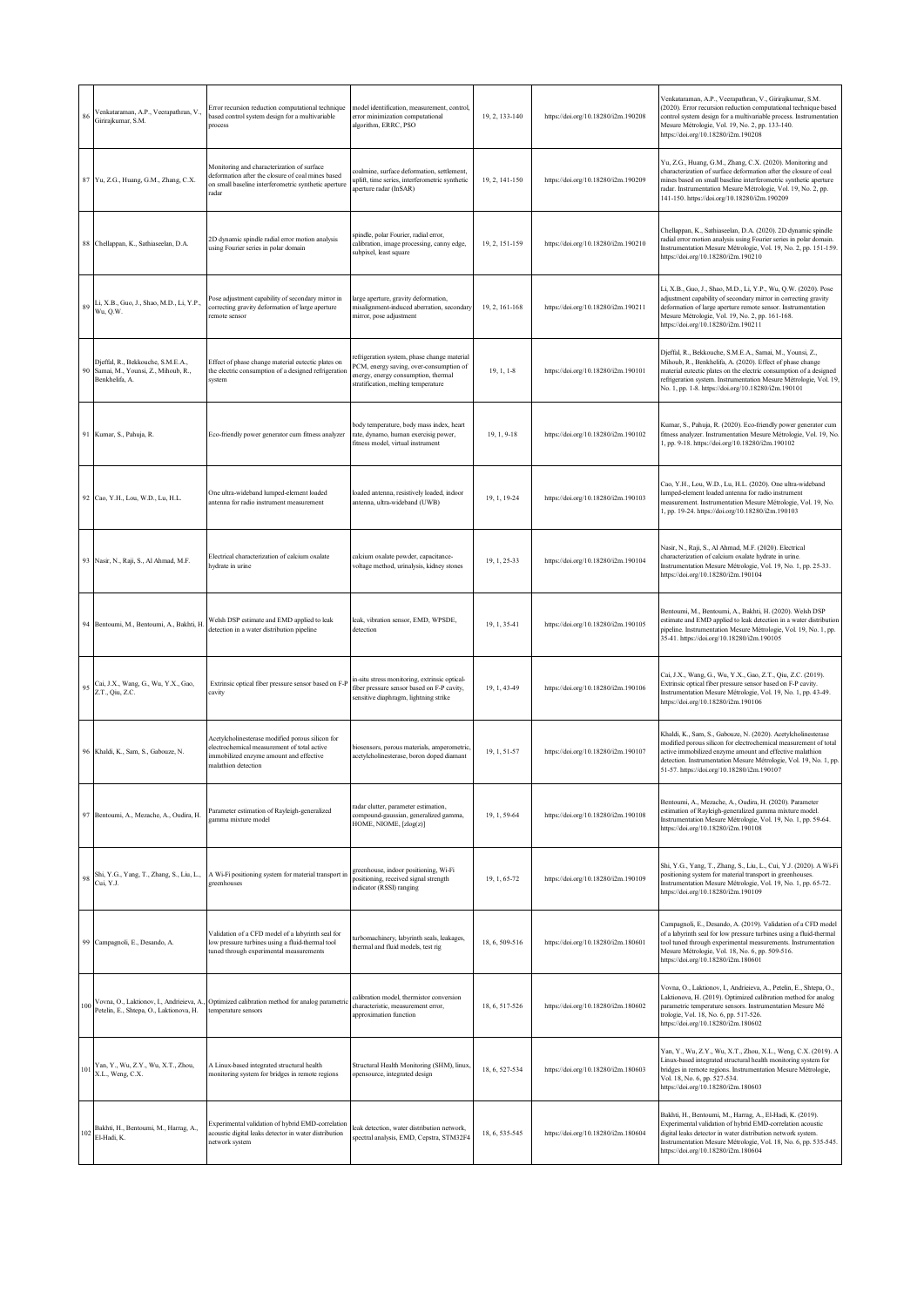| 86 | Venkataraman, A.P., Veerapathran, V., Girirajkumar, S.M. | Error recursion reduction computational technique based control system design for a multivariable process | model identification, measurement, control, error minimization computational algorithm, ERRC, PSO | 19, 2, 133-140 | https://doi.org/10.18280/i2m.190208 | Venkataraman, A.P., Veerapathran, V., Girirajkumar, S.M. (2020). Error recursion reduction computational technique based control system design for a multivariable process. Instrumentation Mesure Métrologie, Vol. 19, No. 2, pp. 133-140. https://doi.org/10.18280/i2m.190208 |
|---|---|---|---|---|---|---|
| 87 | Yu, Z.G., Huang, G.M., Zhang, C.X. | Monitoring and characterization of surface deformation after the closure of coal mines based on small baseline interferometric synthetic aperture radar | coalmine, surface deformation, settlement, uplift, time series, interferometric synthetic aperture radar (InSAR) | 19, 2, 141-150 | https://doi.org/10.18280/i2m.190209 | Yu, Z.G., Huang, G.M., Zhang, C.X. (2020). Monitoring and characterization of surface deformation after the closure of coal mines based on small baseline interferometric synthetic aperture radar. Instrumentation Mesure Métrologie, Vol. 19, No. 2, pp. 141-150. https://doi.org/10.18280/i2m.190209 |
| 88 | Chellappan, K., Sathiaseelan, D.A. | 2D dynamic spindle radial error motion analysis using Fourier series in polar domain | spindle, polar Fourier, radial error, calibration, image processing, canny edge, subpixel, least square | 19, 2, 151-159 | https://doi.org/10.18280/i2m.190210 | Chellappan, K., Sathiaseelan, D.A. (2020). 2D dynamic spindle radial error motion analysis using Fourier series in polar domain. Instrumentation Mesure Métrologie, Vol. 19, No. 2, pp. 151-159. https://doi.org/10.18280/i2m.190210 |
| 89 | Li, X.B., Guo, J., Shao, M.D., Li, Y.P., Wu, Q.W. | Pose adjustment capability of secondary mirror in correcting gravity deformation of large aperture remote sensor | large aperture, gravity deformation, misalignment-induced aberration, secondary mirror, pose adjustment | 19, 2, 161-168 | https://doi.org/10.18280/i2m.190211 | Li, X.B., Guo, J., Shao, M.D., Li, Y.P., Wu, Q.W. (2020). Pose adjustment capability of secondary mirror in correcting gravity deformation of large aperture remote sensor. Instrumentation Mesure Métrologie, Vol. 19, No. 2, pp. 161-168. https://doi.org/10.18280/i2m.190211 |
| 90 | Djeffal, R., Bekkouche, S.M.E.A., Samai, M., Younsi, Z., Mihoub, R., Benkhelifa, A. | Effect of phase change material eutectic plates on the electric consumption of a designed refrigeration system | refrigeration system, phase change material PCM, energy saving, over-consumption of energy, energy consumption, thermal stratification, melting temperature | 19, 1, 1-8 | https://doi.org/10.18280/i2m.190101 | Djeffal, R., Bekkouche, S.M.E.A., Samai, M., Younsi, Z., Mihoub, R., Benkhelifa, A. (2020). Effect of phase change material eutectic plates on the electric consumption of a designed refrigeration system. Instrumentation Mesure Métrologie, Vol. 19, No. 1, pp. 1-8. https://doi.org/10.18280/i2m.190101 |
| 91 | Kumar, S., Pahuja, R. | Eco-friendly power generator cum fitness analyzer | body temperature, body mass index, heart rate, dynamo, human exercisig power, fitness model, virtual instrument | 19, 1, 9-18 | https://doi.org/10.18280/i2m.190102 | Kumar, S., Pahuja, R. (2020). Eco-friendly power generator cum fitness analyzer. Instrumentation Mesure Métrologie, Vol. 19, No. 1, pp. 9-18. https://doi.org/10.18280/i2m.190102 |
| 92 | Cao, Y.H., Lou, W.D., Lu, H.L. | One ultra-wideband lumped-element loaded antenna for radio instrument measurement | loaded antenna, resistively loaded, indoor antenna, ultra-wideband (UWB) | 19, 1, 19-24 | https://doi.org/10.18280/i2m.190103 | Cao, Y.H., Lou, W.D., Lu, H.L. (2020). One ultra-wideband lumped-element loaded antenna for radio instrument measurement. Instrumentation Mesure Métrologie, Vol. 19, No. 1, pp. 19-24. https://doi.org/10.18280/i2m.190103 |
| 93 | Nasir, N., Raji, S., Al Ahmad, M.F. | Electrical characterization of calcium oxalate hydrate in urine | calcium oxalate powder, capacitance-voltage method, urinalysis, kidney stones | 19, 1, 25-33 | https://doi.org/10.18280/i2m.190104 | Nasir, N., Raji, S., Al Ahmad, M.F. (2020). Electrical characterization of calcium oxalate hydrate in urine. Instrumentation Mesure Métrologie, Vol. 19, No. 1, pp. 25-33. https://doi.org/10.18280/i2m.190104 |
| 94 | Bentoumi, M., Bentoumi, A., Bakhti, H. | Welsh DSP estimate and EMD applied to leak detection in a water distribution pipeline | leak, vibration sensor, EMD, WPSDE, detection | 19, 1, 35-41 | https://doi.org/10.18280/i2m.190105 | Bentoumi, M., Bentoumi, A., Bakhti, H. (2020). Welsh DSP estimate and EMD applied to leak detection in a water distribution pipeline. Instrumentation Mesure Métrologie, Vol. 19, No. 1, pp. 35-41. https://doi.org/10.18280/i2m.190105 |
| 95 | Cai, J.X., Wang, G., Wu, Y.X., Gao, Z.T., Qiu, Z.C. | Extrinsic optical fiber pressure sensor based on F-P cavity | in-situ stress monitoring, extrinsic optical-fiber pressure sensor based on F-P cavity, sensitive diaphragm, lightning strike | 19, 1, 43-49 | https://doi.org/10.18280/i2m.190106 | Cai, J.X., Wang, G., Wu, Y.X., Gao, Z.T., Qiu, Z.C. (2019). Extrinsic optical fiber pressure sensor based on F-P cavity. Instrumentation Mesure Métrologie, Vol. 19, No. 1, pp. 43-49. https://doi.org/10.18280/i2m.190106 |
| 96 | Khaldi, K., Sam, S., Gabouze, N. | Acetylcholinesterase modified porous silicon for electrochemical measurement of total active immobilized enzyme amount and effective malathion detection | biosensors, porous materials, amperometric, acetylcholinesterase, boron doped diamant | 19, 1, 51-57 | https://doi.org/10.18280/i2m.190107 | Khaldi, K., Sam, S., Gabouze, N. (2020). Acetylcholinesterase modified porous silicon for electrochemical measurement of total active immobilized enzyme amount and effective malathion detection. Instrumentation Mesure Métrologie, Vol. 19, No. 1, pp. 51-57. https://doi.org/10.18280/i2m.190107 |
| 97 | Bentoumi, A., Mezache, A., Oudira, H. | Parameter estimation of Rayleigh-generalized gamma mixture model | radar clutter, parameter estimation, compound-gaussian, generalized gamma, HOME, NIOME, [zlog(z)] | 19, 1, 59-64 | https://doi.org/10.18280/i2m.190108 | Bentoumi, A., Mezache, A., Oudira, H. (2020). Parameter estimation of Rayleigh-generalized gamma mixture model. Instrumentation Mesure Métrologie, Vol. 19, No. 1, pp. 59-64. https://doi.org/10.18280/i2m.190108 |
| 98 | Shi, Y.G., Yang, T., Zhang, S., Liu, L., Cui, Y.J. | A Wi-Fi positioning system for material transport in greenhouses | greenhouse, indoor positioning, Wi-Fi positioning, received signal strength indicator (RSSI) ranging | 19, 1, 65-72 | https://doi.org/10.18280/i2m.190109 | Shi, Y.G., Yang, T., Zhang, S., Liu, L., Cui, Y.J. (2020). A Wi-Fi positioning system for material transport in greenhouses. Instrumentation Mesure Métrologie, Vol. 19, No. 1, pp. 65-72. https://doi.org/10.18280/i2m.190109 |
| 99 | Campagnoli, E., Desando, A. | Validation of a CFD model of a labyrinth seal for low pressure turbines using a fluid-thermal tool tuned through experimental measurements | turbomachinery, labyrinth seals, leakages, thermal and fluid models, test rig | 18, 6, 509-516 | https://doi.org/10.18280/i2m.180601 | Campagnoli, E., Desando, A. (2019). Validation of a CFD model of a labyrinth seal for low pressure turbines using a fluid-thermal tool tuned through experimental measurements. Instrumentation Mesure Métrologie, Vol. 18, No. 6, pp. 509-516. https://doi.org/10.18280/i2m.180601 |
| 100 | Vovna, O., Laktionov, I., Andrieieva, A., Petelin, E., Shtepa, O., Laktionova, H. | Optimized calibration method for analog parametric temperature sensors | calibration model, thermistor conversion characteristic, measurement error, approximation function | 18, 6, 517-526 | https://doi.org/10.18280/i2m.180602 | Vovna, O., Laktionov, I., Andrieieva, A., Petelin, E., Shtepa, O., Laktionova, H. (2019). Optimized calibration method for analog parametric temperature sensors. Instrumentation Mesure Mé trologie, Vol. 18, No. 6, pp. 517-526. https://doi.org/10.18280/i2m.180602 |
| 101 | Yan, Y., Wu, Z.Y., Wu, X.T., Zhou, X.L., Weng, C.X. | A Linux-based integrated structural health monitoring system for bridges in remote regions | Structural Health Monitoring (SHM), linux, opensource, integrated design | 18, 6, 527-534 | https://doi.org/10.18280/i2m.180603 | Yan, Y., Wu, Z.Y., Wu, X.T., Zhou, X.L., Weng, C.X. (2019). A Linux-based integrated structural health monitoring system for bridges in remote regions. Instrumentation Mesure Métrologie, Vol. 18, No. 6, pp. 527-534. https://doi.org/10.18280/i2m.180603 |
| 102 | Bakhti, H., Bentoumi, M., Harrag, A., El-Hadi, K. | Experimental validation of hybrid EMD-correlation acoustic digital leaks detector in water distribution network system | leak detection, water distribution network, spectral analysis, EMD, Cepstra, STM32F4 | 18, 6, 535-545 | https://doi.org/10.18280/i2m.180604 | Bakhti, H., Bentoumi, M., Harrag, A., El-Hadi, K. (2019). Experimental validation of hybrid EMD-correlation acoustic digital leaks detector in water distribution network system. Instrumentation Mesure Métrologie, Vol. 18, No. 6, pp. 535-545. https://doi.org/10.18280/i2m.180604 |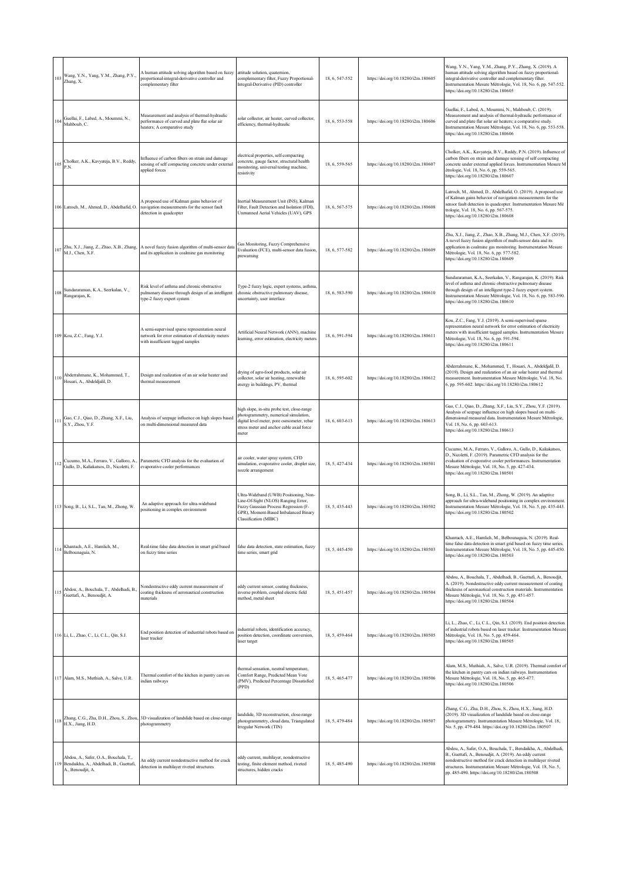| 103 | Wang, Y.N., Yang, Y.M., Zhang, P.Y., Zhang, X. | A human attitude solving algorithm based on fuzzy proportional-integral-derivative controller and complementary filter | attitude solution, quaternion, complementary filter, Fuzzy Proportional-Integral-Derivative (PID) controller | 18, 6, 547-552 | https://doi.org/10.18280/i2m.180605 | Wang, Y.N., Yang, Y.M., Zhang, P.Y., Zhang, X. (2019). A human attitude solving algorithm based on fuzzy proportional-integral-derivative controller and complementary filter. Instrumentation Mesure Métrologie, Vol. 18, No. 6, pp. 547-552. https://doi.org/10.18280/i2m.180605 |
|---|---|---|---|---|---|---|
| 104 | Guellai, F., Labed, A., Moummi, N., Mahboub, C. | Measurement and analysis of thermal-hydraulic performance of curved and plate flat solar air heaters; A comparative study | solar collector, air heater, curved collector, efficiency, thermal-hydraulic | 18, 6, 553-558 | https://doi.org/10.18280/i2m.180606 | Guellai, F., Labed, A., Moummi, N., Mahboub, C. (2019). Measurement and analysis of thermal-hydraulic performance of curved and plate flat solar air heaters; a comparative study. Instrumentation Mesure Métrologie, Vol. 18, No. 6, pp. 553-558. https://doi.org/10.18280/i2m.180606 |
| 105 | Cholker, A.K., Kavyateja, B.V., Reddy, P.N. | Influence of carbon fibers on strain and damage sensing of self compacting concrete under external applied forces | electrical properties, self-compacting concrete, gauge factor, structural health monitoring, universal testing machine, resistivity | 18, 6, 559-565 | https://doi.org/10.18280/i2m.180607 | Cholker, A.K., Kavyateja, B.V., Reddy, P.N. (2019). Influence of carbon fibers on strain and damage sensing of self compacting concrete under external applied forces. Instrumentation Mesure Métrologie, Vol. 18, No. 6, pp. 559-565. https://doi.org/10.18280/i2m.180607 |
| 106 | Latroch, M., Ahmed, D., Abdelhafid, O. | A proposed use of Kalman gains behavior of navigation measurements for the sensor fault detection in quadcopter | Inertial Measurement Unit (INS), Kalman Filter, Fault Detection and Isolation (FDI), Unmanned Aerial Vehicles (UAV), GPS | 18, 6, 567-575 | https://doi.org/10.18280/i2m.180608 | Latroch, M., Ahmed, D., Abdelhafid, O. (2019). A proposed use of Kalman gains behavior of navigation measurements for the sensor fault detection in quadcopter. Instrumentation Mesure Métrologie, Vol. 18, No. 6, pp. 567-575. https://doi.org/10.18280/i2m.180608 |
| 107 | Zhu, X.J., Jiang, Z., Zhao, X.B., Zhang, M.J., Chen, X.F. | A novel fuzzy fusion algorithm of multi-sensor data and its application in coalmine gas monitoring | Gas Monitoring, Fuzzy Comprehensive Evaluation (FCE), multi-sensor data fusion, prewarning | 18, 6, 577-582 | https://doi.org/10.18280/i2m.180609 | Zhu, X.J., Jiang, Z., Zhao, X.B., Zhang, M.J., Chen, X.F. (2019). A novel fuzzy fusion algorithm of multi-sensor data and its application in coalmine gas monitoring. Instrumentation Mesure Métrologie, Vol. 18, No. 6, pp. 577-582. https://doi.org/10.18280/i2m.180609 |
| 108 | Sundararaman, K.A., Seerkalan, V., Rangarajan, K. | Risk level of asthma and chronic obstructive pulmonary disease through design of an intelligent type-2 fuzzy expert system | Type-2 fuzzy logic, expert systems, asthma, chronic obstructive pulmonary disease, uncertainty, user interface | 18, 6, 583-590 | https://doi.org/10.18280/i2m.180610 | Sundararaman, K.A., Seerkalan, V., Rangarajan, K. (2019). Risk level of asthma and chronic obstructive pulmonary disease through design of an intelligent type-2 fuzzy expert system. Instrumentation Mesure Métrologie, Vol. 18, No. 6, pp. 583-590. https://doi.org/10.18280/i2m.180610 |
| 109 | Kou, Z.C., Fang, Y.J. | A semi-supervised sparse representation neural network for error estimation of electricity meters with insufficient tagged samples | Artificial Neural Network (ANN), machine learning, error estimation, electricity meters | 18, 6, 591-594 | https://doi.org/10.18280/i2m.180611 | Kou, Z.C., Fang, Y.J. (2019). A semi-supervised sparse representation neural network for error estimation of electricity meters with insufficient tagged samples. Instrumentation Mesure Métrologie, Vol. 18, No. 6, pp. 591-594. https://doi.org/10.18280/i2m.180611 |
| 110 | Abderrahmane, K., Mohammed, T., Houari, A., Abdeldjalil, D. | Design and realization of an air solar heater and thermal measurement | drying of agro-food products, solar air collector, solar air heating, renewable energy in buildings, PV, thermal | 18, 6, 595-602 | https://doi.org/10.18280/i2m.180612 | Abderrahmane, K., Mohammed, T., Houari, A., Abdeldjalil, D. (2019). Design and realization of an air solar heater and thermal measurement. Instrumentation Mesure Métrologie, Vol. 18, No. 6, pp. 595-602. https://doi.org/10.18280/i2m.180612 |
| 111 | Gao, C.J., Qiao, D., Zhang, X.F., Liu, S.Y., Zhou, Y.F. | Analysis of seepage influence on high slopes based on multi-dimensional measured data | high slope, in-situ probe test, close-range photogrammetry, numerical simulation, digital level meter, pore osmometer, rebar stress meter and anchor cable axial force meter | 18, 6, 603-613 | https://doi.org/10.18280/i2m.180613 | Gao, C.J., Qiao, D., Zhang, X.F., Liu, S.Y., Zhou, Y.F. (2019). Analysis of seepage influence on high slopes based on multi-dimensional measured data. Instrumentation Mesure Métrologie, Vol. 18, No. 6, pp. 603-613. https://doi.org/10.18280/i2m.180613 |
| 112 | Cucumo, M.A., Ferraro, V., Galloro, A., Gullo, D., Kaliakatsos, D., Nicoletti, F. | Parametric CFD analysis for the evaluation of evaporative cooler performances | air cooler, water spray system, CFD simulation, evaporative cooler, droplet size, nozzle arrangement | 18, 5, 427-434 | https://doi.org/10.18280/i2m.180501 | Cucumo, M.A., Ferraro, V., Galloro, A., Gullo, D., Kaliakatsos, D., Nicoletti, F. (2019). Parametric CFD analysis for the evaluation of evaporative cooler performances. Instrumentation Mesure Métrologie, Vol. 18, No. 5, pp. 427-434. https://doi.org/10.18280/i2m.180501 |
| 113 | Song, B., Li, S.L., Tan, M., Zhong, W. | An adaptive approach for ultra-wideband positioning in complex environment | Ultra-Wideband (UWB) Positioning, Non-Line-Of-Sight (NLOS) Ranging Error, Fuzzy Gaussian Process Regression (F-GPR), Moment-Based Imbalanced Binary Classification (MIBC) | 18, 5, 435-443 | https://doi.org/10.18280/i2m.180502 | Song, B., Li, S.L., Tan, M., Zhong, W. (2019). An adaptive approach for ultra-wideband positioning in complex environment. Instrumentation Mesure Métrologie, Vol. 18, No. 5, pp. 435-443. https://doi.org/10.18280/i2m.180502 |
| 114 | Khantach, A.E., Hamlich, M., Belbounaguia, N. | Real-time false data detection in smart grid based on fuzzy time series | false data detection, state estimation, fuzzy time series, smart grid | 18, 5, 445-450 | https://doi.org/10.18280/i2m.180503 | Khantach, A.E., Hamlich, M., Belbounaguia, N. (2019). Real-time false data detection in smart grid based on fuzzy time series. Instrumentation Mesure Métrologie, Vol. 18, No. 5, pp. 445-450. https://doi.org/10.18280/i2m.180503 |
| 115 | Abdou, A., Bouchala, T., Abdelhadi, B., Guettafi, A., Benoudjit, A. | Nondestructive eddy current measurement of coating thickness of aeronautical construction materials | eddy current sensor, coating thickness, inverse problem, coupled electric field method, metal sheet | 18, 5, 451-457 | https://doi.org/10.18280/i2m.180504 | Abdou, A., Bouchala, T., Abdelhadi, B., Guettafi, A., Benoudjit, A. (2019). Nondestructive eddy current measurement of coating thickness of aeronautical construction materials. Instrumentation Mesure Métrologie, Vol. 18, No. 5, pp. 451-457. https://doi.org/10.18280/i2m.180504 |
| 116 | Li, L., Zhao, C., Li, C.L., Qin, S.J. | End position detection of industrial robots based on laser tracker | industrial robots, identification accuracy, position detection, coordinate conversion, laser target | 18, 5, 459-464 | https://doi.org/10.18280/i2m.180505 | Li, L., Zhao, C., Li, C.L., Qin, S.J. (2019). End position detection of industrial robots based on laser tracker. Instrumentation Mesure Métrologie, Vol. 18, No. 5, pp. 459-464. https://doi.org/10.18280/i2m.180505 |
| 117 | Alam, M.S., Muthiah, A., Salve, U.R. | Thermal comfort of the kitchen in pantry cars on indian railways | thermal sensation, neutral temperature, Comfort Range, Predicted Mean Vote (PMV), Predicted Percentage Dissatisfied (PPD) | 18, 5, 465-477 | https://doi.org/10.18280/i2m.180506 | Alam, M.S., Muthiah, A., Salve, U.R. (2019). Thermal comfort of the kitchen in pantry cars on indian railways. Instrumentation Mesure Métrologie, Vol. 18, No. 5, pp. 465-477. https://doi.org/10.18280/i2m.180506 |
| 118 | Zhang, C.G., Zha, D.H., Zhou, S., Zhou, H.X., Jiang, H.D. | 3D visualization of landslide based on close-range photogrammetry | landslide, 3D reconstruction, close-range photogrammetry, cloud data, Triangulated Irregular Network (TIN) | 18, 5, 479-484 | https://doi.org/10.18280/i2m.180507 | Zhang, C.G., Zha, D.H., Zhou, S., Zhou, H.X., Jiang, H.D. (2019). 3D visualization of landslide based on close-range photogrammetry. Instrumentation Mesure Métrologie, Vol. 18, No. 5, pp. 479-484. https://doi.org/10.18280/i2m.180507 |
| 119 | Abdou, A., Safer, O.A., Bouchala, T., Bendaikha, A., Abdelhadi, B., Guettafi, A., Benoudjit, A. | An eddy current nondestructive method for crack detection in multilayer riveted structures | eddy current, multilayer, nondestructive testing, finite element method, riveted structures, hidden cracks | 18, 5, 485-490 | https://doi.org/10.18280/i2m.180508 | Abdou, A., Safer, O.A., Bouchala, T., Bendaikha, A., Abdelhadi, B., Guettafi, A., Benoudjit, A. (2019). An eddy current nondestructive method for crack detection in multilayer riveted structures. Instrumentation Mesure Métrologie, Vol. 18, No. 5, pp. 485-490. https://doi.org/10.18280/i2m.180508 |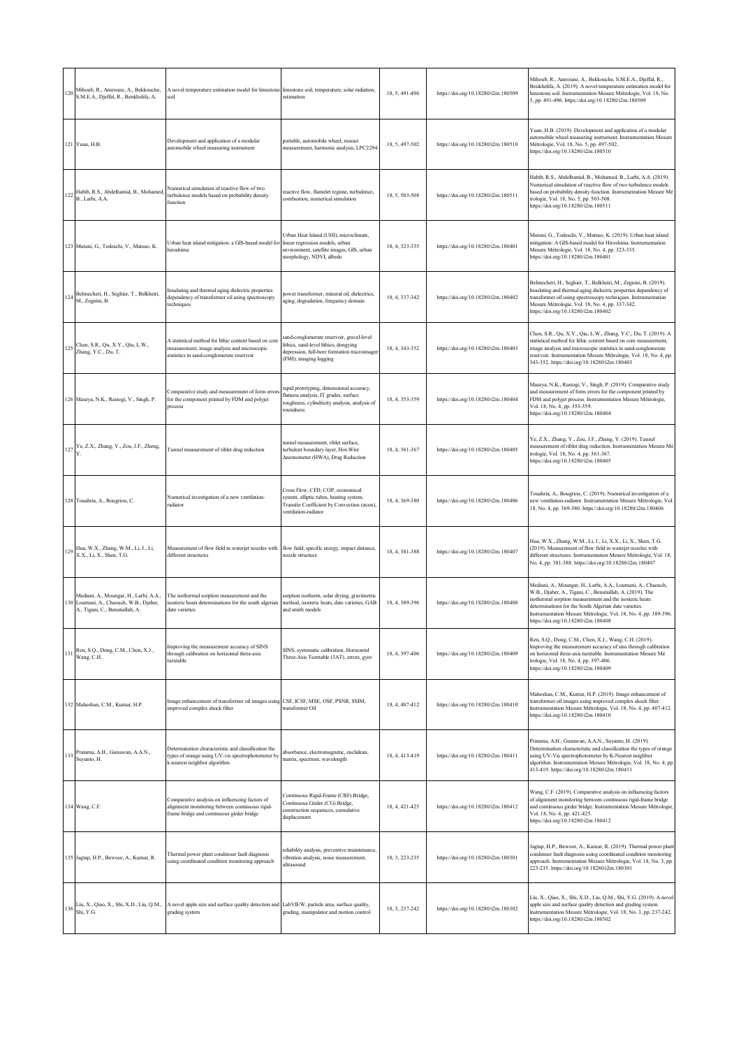| | | | | | | |
|---|---|---|---|---|---|---|
| 120 | Mihoub, R., Amroune, A., Bekkouche, S.M.E.A., Djeffal, R., Benkhelifa, A. | A novel temperature estimation model for limestone soil | limestone soil, temperature, solar radiation, estimation | 18, 5, 491-496 | https://doi.org/10.18280/i2m.180509 | Mihoub, R., Amroune, A., Bekkouche, S.M.E.A., Djeffal, R., Benkhelifa, A. (2019). A novel temperature estimation model for limestone soil. Instrumentation Mesure Métrologie, Vol. 18, No. 5, pp. 491-496. https://doi.org/10.18280/i2m.180509 |
| 121 | Yuan, H.B. | Development and application of a modular automobile wheel measuring instrument | portable, automobile wheel, runout measurement, harmonic analysis, LPC2294 | 18, 5, 497-502 | https://doi.org/10.18280/i2m.180510 | Yuan, H.B. (2019). Development and application of a modular automobile wheel measuring instrument. Instrumentation Mesure Métrologie, Vol. 18, No. 5, pp. 497-502. https://doi.org/10.18280/i2m.180510 |
| 122 | Habib, R.S., Abdelhamid, B., Mohamed, B., Larbi, A.A. | Numerical simulation of reactive flow of two turbulence models based on probability density function | reactive flow, flamelet regime, turbulence, combustion, numerical simulation | 18, 5, 503-508 | https://doi.org/10.18280/i2m.180511 | Habib, R.S., Abdelhamid, B., Mohamed, B., Larbi, A.A. (2019). Numerical simulation of reactive flow of two turbulence models based on probability density function. Instrumentation Mesure Métrologie, Vol. 18, No. 5, pp. 503-508. https://doi.org/10.18280/i2m.180511 |
| 123 | Mutani, G., Todeschi, V., Matsuo, K. | Urban heat island mitigation: a GIS-based model for hiroshima | Urban Heat Island (UHI), microclimate, linear regression models, urban environment, satellite images, GIS, urban morphology, NDVI, albedo | 18, 4, 323-335 | https://doi.org/10.18280/i2m.180401 | Mutani, G., Todeschi, V., Matsuo, K. (2019). Urban heat island mitigation: A GIS-based model for Hiroshima. Instrumentation Mesure Métrologie, Vol. 18, No. 4, pp. 323-335. https://doi.org/10.18280/i2m.180401 |
| 124 | Belmecheri, H., Seghier, T., Belkheiri, M., Zegnini, B. | Insulating and thermal aging dielectric properties dependency of transformer oil using spectroscopy techniques | power transformer, mineral oil, dielectrics, aging, degradation, frequency domain | 18, 4, 337-342 | https://doi.org/10.18280/i2m.180402 | Belmecheri, H., Seghier, T., Belkheiri, M., Zegnini, B. (2019). Insulating and thermal aging dielectric properties dependency of transformer oil using spectroscopy techniques. Instrumentation Mesure Métrologie, Vol. 18, No. 4, pp. 337-342. https://doi.org/10.18280/i2m.180402 |
| 125 | Chen, S.R., Qu, X.Y., Qiu, L.W., Zhang, Y.C., Du, T. | A statistical method for lithic content based on core measurement, image analysis and microscopic statistics in sand-conglomerate reservoir | sand-conglomerate reservoir, gravel-level lithics, sand-level lithics, dongying depression, full-bore formation microimager (FMI); imaging logging | 18, 4, 343-352 | https://doi.org/10.18280/i2m.180403 | Chen, S.R., Qu, X.Y., Qiu, L.W., Zhang, Y.C., Du, T. (2019). A statistical method for lithic content based on core measurement, image analysis and microscopic statistics in sand-conglomerate reservoir. Instrumentation Mesure Métrologie, Vol. 18, No. 4, pp. 343-352. https://doi.org/10.18280/i2m.180403 |
| 126 | Maurya, N.K., Rastogi, V., Singh, P. | Comparative study and measurement of form errors for the component printed by FDM and polyjet process | rapid prototyping, dimensional accuracy, flatness analysis, IT grades, surface roughness, cylindricity analysis, analysis of roundness | 18, 4, 353-359 | https://doi.org/10.18280/i2m.180404 | Maurya, N.K., Rastogi, V., Singh, P. (2019). Comparative study and measurement of form errors for the component printed by FDM and polyjet process. Instrumentation Mesure Métrologie, Vol. 18, No. 4, pp. 353-359. https://doi.org/10.18280/i2m.180404 |
| 127 | Ye, Z.X., Zhang, Y., Zou, J.F., Zheng, Y. | Tunnel measurement of riblet drag reduction | tunnel measurement, riblet surface, turbulent boundary layer, Hot-Wire Anemometer (HWA), Drag Reduction | 18, 4, 361-367 | https://doi.org/10.18280/i2m.180405 | Ye, Z.X., Zhang, Y., Zou, J.F., Zheng, Y. (2019). Tunnel measurement of riblet drag reduction. Instrumentation Mesure Métrologie, Vol. 18, No. 4, pp. 361-367. https://doi.org/10.18280/i2m.180405 |
| 128 | Touahria, A., Bougriou, C. | Numerical investigation of a new ventilation-radiator | Cross Flow, CFD, COP, economical system, elliptic tubes, heating system, Transfer Coefficient by Convection (αcon), ventilation-radiator | 18, 4, 369-380 | https://doi.org/10.18280/i2m.180406 | Touahria, A., Bougriou, C. (2019). Numerical investigation of a new ventilation-radiator. Instrumentation Mesure Métrologie, Vol. 18, No. 4, pp. 369-380. https://doi.org/10.18280/i2m.180406 |
| 129 | Hua, W.X., Zhang, W.M., Li, J., Li, X.X., Li, X., Shen, T.G. | Measurement of flow field in waterjet nozzles with different structures | flow field, specific energy, impact distance, nozzle structure | 18, 4, 381-388 | https://doi.org/10.18280/i2m.180407 | Hua, W.X., Zhang, W.M., Li, J., Li, X.X., Li, X., Shen, T.G. (2019). Measurement of flow field in waterjet nozzles with different structures. Instrumentation Mesure Métrologie, Vol. 18, No. 4, pp. 381-388. https://doi.org/10.18280/i2m.180407 |
| 130 | Mediani, A., Moungar, H., Larbi, A.A., Loumani, A., Chaouch, W.B., Djaber, A., Tigani, C., Benatiallah, A. | The isothermal sorption measurement and the isosteric heats determinations for the south algerian date varieties | sorption isotherm, solar drying, gravimetric method, isosteric heats, date varieties, GAB and smith models | 18, 4, 389-396 | https://doi.org/10.18280/i2m.180408 | Mediani, A., Moungar, H., Larbi, A.A., Loumani, A., Chaouch, W.B., Djaber, A., Tigani, C., Benatiallah, A. (2019). The isothermal sorption measurement and the isosteric heats determinations for the South Algerian date varieties. Instrumentation Mesure Métrologie, Vol. 18, No. 4, pp. 389-396. https://doi.org/10.18280/i2m.180408 |
| 131 | Ren, S.Q., Dong, C.M., Chen, X.J., Wang, C.H. | Improving the measurement accuracy of SINS through calibration on horizontal three-axis turntable | SINS, systematic calibration, Horizontal Three-Axis Turntable (3AT), errors, gyro | 18, 4, 397-406 | https://doi.org/10.18280/i2m.180409 | Ren, S.Q., Dong, C.M., Chen, X.J., Wang, C.H. (2019). Improving the measurement accuracy of sins through calibration on horizontal three-axis turntable. Instrumentation Mesure Métrologie, Vol. 18, No. 4, pp. 397-406. https://doi.org/10.18280/i2m.180409 |
| 132 | Maheshan, C.M., Kumar, H.P. | Image enhancement of transformer oil images using improved complex shock filter | CSF, ICSF, MSE, OSF, PSNR, SSIM, transformer Oil | 18, 4, 407-412 | https://doi.org/10.18280/i2m.180410 | Maheshan, C.M., Kumar, H.P. (2019). Image enhancement of transformer oil images using improved complex shock filter. Instrumentation Mesure Métrologie, Vol. 18, No. 4, pp. 407-412. https://doi.org/10.18280/i2m.180410 |
| 133 | Pratama, A.H., Gunawan, A.A.N., Suyanto, H. | Determination characteristic and classification the types of orange using UV-vis spectrophotometer by k-nearest neighbor algorithm | absorbance, electromagnetic, euclidean, matrix, spectrum, wavelength | 18, 4, 413-419 | https://doi.org/10.18280/i2m.180411 | Pratama, A.H., Gunawan, A.A.N., Suyanto, H. (2019). Determination characteristic and classification the types of orange using UV-Vis spectrophotometer by K-Nearest neighbor algorithm. Instrumentation Mesure Métrologie, Vol. 18, No. 4, pp. 413-419. https://doi.org/10.18280/i2m.180411 |
| 134 | Wang, C.F. | Comparative analysis on influencing factors of alignment monitoring between continuous rigid-frame bridge and continuous girder bridge | Continuous Rigid-Frame (CRF) Bridge, Continuous Girder (CG) Bridge, construction sequences, cumulative displacement | 18, 4, 421-425 | https://doi.org/10.18280/i2m.180412 | Wang, C.F. (2019). Comparative analysis on influencing factors of alignment monitoring between continuous rigid-frame bridge and continuous girder bridge. Instrumentation Mesure Métrologie, Vol. 18, No. 4, pp. 421-425. https://doi.org/10.18280/i2m.180412 |
| 135 | Jagtap, H.P., Bewoor, A., Kumar, R. | Thermal power plant condenser fault diagnosis using coordinated condition monitoring approach | reliability analysis, preventive maintenance, vibration analysis, noise measurement, ultrasound | 18, 3, 223-235 | https://doi.org/10.18280/i2m.180301 | Jagtap, H.P., Bewoor, A., Kumar, R. (2019). Thermal power plant condenser fault diagnosis using coordinated condition monitoring approach. Instrumentation Mesure Métrologie, Vol. 18, No. 3, pp. 223-235. https://doi.org/10.18280/i2m.180301 |
| 136 | Liu, X., Qiao, X., Shi, X.D., Liu, Q.M., Shi, Y.G. | A novel apple size and surface quality detection and grading system | LabVIEW, particle area, surface quality, grading, manipulator and motion control | 18, 3, 237-242 | https://doi.org/10.18280/i2m.180302 | Liu, X., Qiao, X., Shi, X.D., Liu, Q.M., Shi, Y.G. (2019). A novel apple size and surface quality detection and grading system. Instrumentation Mesure Métrologie, Vol. 18, No. 3, pp. 237-242. https://doi.org/10.18280/i2m.180302 |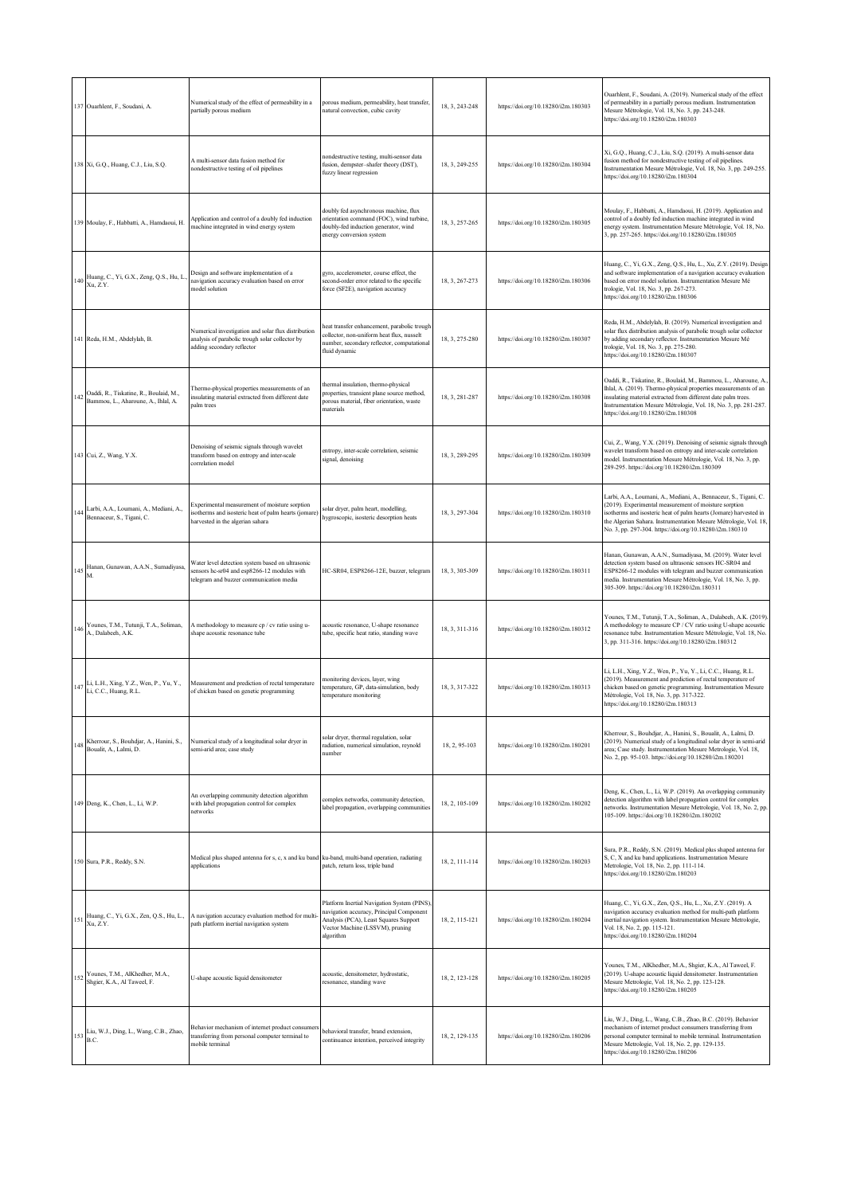| 137 | Ouarhlent, F., Soudani, A. | Numerical study of the effect of permeability in a partially porous medium | porous medium, permeability, heat transfer, natural convection, cubic cavity | 18, 3, 243-248 | https://doi.org/10.18280/i2m.180303 | Ouarhlent, F., Soudani, A. (2019). Numerical study of the effect of permeability in a partially porous medium. Instrumentation Mesure Métrologie, Vol. 18, No. 3, pp. 243-248. https://doi.org/10.18280/i2m.180303 |
|---|---|---|---|---|---|---|
| 138 | Xi, G.Q., Huang, C.J., Liu, S.Q. | A multi-sensor data fusion method for nondestructive testing of oil pipelines | nondestructive testing, multi-sensor data fusion, dempster–shafer theory (DST), fuzzy linear regression | 18, 3, 249-255 | https://doi.org/10.18280/i2m.180304 | Xi, G.Q., Huang, C.J., Liu, S.Q. (2019). A multi-sensor data fusion method for nondestructive testing of oil pipelines. Instrumentation Mesure Métrologie, Vol. 18, No. 3, pp. 249-255. https://doi.org/10.18280/i2m.180304 |
| 139 | Moulay, F., Habbatti, A., Hamdaoui, H. | Application and control of a doubly fed induction machine integrated in wind energy system | doubly fed asynchronous machine, flux orientation command (FOC), wind turbine, doubly-fed induction generator, wind energy conversion system | 18, 3, 257-265 | https://doi.org/10.18280/i2m.180305 | Moulay, F., Habbatti, A., Hamdaoui, H. (2019). Application and control of a doubly fed induction machine integrated in wind energy system. Instrumentation Mesure Métrologie, Vol. 18, No. 3, pp. 257-265. https://doi.org/10.18280/i2m.180305 |
| 140 | Huang, C., Yi, G.X., Zeng, Q.S., Hu, L., Xu, Z.Y. | Design and software implementation of a navigation accuracy evaluation based on error model solution | gyro, accelerometer, course effect, the second-order error related to the specific force (SF2E), navigation accuracy | 18, 3, 267-273 | https://doi.org/10.18280/i2m.180306 | Huang, C., Yi, G.X., Zeng, Q.S., Hu, L., Xu, Z.Y. (2019). Design and software implementation of a navigation accuracy evaluation based on error model solution. Instrumentation Mesure Mé trologie, Vol. 18, No. 3, pp. 267-273. https://doi.org/10.18280/i2m.180306 |
| 141 | Reda, H.M., Abdelylah, B. | Numerical investigation and solar flux distribution analysis of parabolic trough solar collector by adding secondary reflector | heat transfer enhancement, parabolic trough collector, non-uniform heat flux, nusselt number, secondary reflector, computational fluid dynamic | 18, 3, 275-280 | https://doi.org/10.18280/i2m.180307 | Reda, H.M., Abdelylah, B. (2019). Numerical investigation and solar flux distribution analysis of parabolic trough solar collector by adding secondary reflector. Instrumentation Mesure Mé trologie, Vol. 18, No. 3, pp. 275-280. https://doi.org/10.18280/i2m.180307 |
| 142 | Oaddi, R., Tiskatine, R., Boulaid, M., Bammou, L., Aharoune, A., Ihlal, A. | Thermo-physical properties measurements of an insulating material extracted from different date palm trees | thermal insulation, thermo-physical properties, transient plane source method, porous material, fiber orientation, waste materials | 18, 3, 281-287 | https://doi.org/10.18280/i2m.180308 | Oaddi, R., Tiskatine, R., Boulaid, M., Bammou, L., Aharoune, A., Ihlal, A. (2019). Thermo-physical properties measurements of an insulating material extracted from different date palm trees. Instrumentation Mesure Métrologie, Vol. 18, No. 3, pp. 281-287. https://doi.org/10.18280/i2m.180308 |
| 143 | Cui, Z., Wang, Y.X. | Denoising of seismic signals through wavelet transform based on entropy and inter-scale correlation model | entropy, inter-scale correlation, seismic signal, denoising | 18, 3, 289-295 | https://doi.org/10.18280/i2m.180309 | Cui, Z., Wang, Y.X. (2019). Denoising of seismic signals through wavelet transform based on entropy and inter-scale correlation model. Instrumentation Mesure Métrologie, Vol. 18, No. 3, pp. 289-295. https://doi.org/10.18280/i2m.180309 |
| 144 | Larbi, A.A., Loumani, A., Mediani, A., Bennaceur, S., Tigani, C. | Experimental measurement of moisture sorption isotherms and isosteric heat of palm hearts (jomare) harvested in the algerian sahara | solar dryer, palm heart, modelling, hygroscopic, isosteric desorption heats | 18, 3, 297-304 | https://doi.org/10.18280/i2m.180310 | Larbi, A.A., Loumani, A., Mediani, A., Bennaceur, S., Tigani, C. (2019). Experimental measurement of moisture sorption isotherms and isosteric heat of palm hearts (Jomare) harvested in the Algerian Sahara. Instrumentation Mesure Métrologie, Vol. 18, No. 3, pp. 297-304. https://doi.org/10.18280/i2m.180310 |
| 145 | Hanan, Gunawan, A.A.N., Sumadiyasa, M. | Water level detection system based on ultrasonic sensors hc-sr04 and esp8266-12 modules with telegram and buzzer communication media | HC-SR04, ESP8266-12E, buzzer, telegram | 18, 3, 305-309 | https://doi.org/10.18280/i2m.180311 | Hanan, Gunawan, A.A.N., Sumadiyasa, M. (2019). Water level detection system based on ultrasonic sensors HC-SR04 and ESP8266-12 modules with telegram and buzzer communication media. Instrumentation Mesure Métrologie, Vol. 18, No. 3, pp. 305-309. https://doi.org/10.18280/i2m.180311 |
| 146 | Younes, T.M., Tutunji, T.A., Soliman, A., Dalabeeh, A.K. | A methodology to measure cp / cv ratio using u-shape acoustic resonance tube | acoustic resonance, U-shape resonance tube, specific heat ratio, standing wave | 18, 3, 311-316 | https://doi.org/10.18280/i2m.180312 | Younes, T.M., Tutunji, T.A., Soliman, A., Dalabeeh, A.K. (2019). A methodology to measure CP / CV ratio using U-shape acoustic resonance tube. Instrumentation Mesure Métrologie, Vol. 18, No. 3, pp. 311-316. https://doi.org/10.18280/i2m.180312 |
| 147 | Li, L.H., Xing, Y.Z., Wen, P., Yu, Y., Li, C.C., Huang, R.L. | Measurement and prediction of rectal temperature of chicken based on genetic programming | monitoring devices, layer, wing temperature, GP, data-simulation, body temperature monitoring | 18, 3, 317-322 | https://doi.org/10.18280/i2m.180313 | Li, L.H., Xing, Y.Z., Wen, P., Yu, Y., Li, C.C., Huang, R.L. (2019). Measurement and prediction of rectal temperature of chicken based on genetic programming. Instrumentation Mesure Métrologie, Vol. 18, No. 3, pp. 317-322. https://doi.org/10.18280/i2m.180313 |
| 148 | Kherrour, S., Bouhdjar, A., Hanini, S., Boualit, A., Lalmi, D. | Numerical study of a longitudinal solar dryer in semi-arid area; case study | solar dryer, thermal regulation, solar radiation, numerical simulation, reynold number | 18, 2, 95-103 | https://doi.org/10.18280/i2m.180201 | Kherrour, S., Bouhdjar, A., Hanini, S., Boualit, A., Lalmi, D. (2019). Numerical study of a longitudinal solar dryer in semi-arid area; Case study. Instrumentation Mesure Metrologie, Vol. 18, No. 2, pp. 95-103. https://doi.org/10.18280/i2m.180201 |
| 149 | Deng, K., Chen, L., Li, W.P. | An overlapping community detection algorithm with label propagation control for complex networks | complex networks, community detection, label propagation, overlapping communities | 18, 2, 105-109 | https://doi.org/10.18280/i2m.180202 | Deng, K., Chen, L., Li, W.P. (2019). An overlapping community detection algorithm with label propagation control for complex networks. Instrumentation Mesure Metrologie, Vol. 18, No. 2, pp. 105-109. https://doi.org/10.18280/i2m.180202 |
| 150 | Sura, P.R., Reddy, S.N. | Medical plus shaped antenna for s, c, x and ku band applications | ku-band, multi-band operation, radiating patch, return loss, triple band | 18, 2, 111-114 | https://doi.org/10.18280/i2m.180203 | Sura, P.R., Reddy, S.N. (2019). Medical plus shaped antenna for S, C, X and ku band applications. Instrumentation Mesure Metrologie, Vol. 18, No. 2, pp. 111-114. https://doi.org/10.18280/i2m.180203 |
| 151 | Huang, C., Yi, G.X., Zen, Q.S., Hu, L., Xu, Z.Y. | A navigation accuracy evaluation method for multi-path platform inertial navigation system | Platform Inertial Navigation System (PINS), navigation accuracy, Principal Component Analysis (PCA), Least Squares Support Vector Machine (LSSVM), pruning algorithm | 18, 2, 115-121 | https://doi.org/10.18280/i2m.180204 | Huang, C., Yi, G.X., Zen, Q.S., Hu, L., Xu, Z.Y. (2019). A navigation accuracy evaluation method for multi-path platform inertial navigation system. Instrumentation Mesure Metrologie, Vol. 18, No. 2, pp. 115-121. https://doi.org/10.18280/i2m.180204 |
| 152 | Younes, T.M., AlKhedher, M.A., Shgier, K.A., Al Taweel, F. | U-shape acoustic liquid densitometer | acoustic, densitometer, hydrostatic, resonance, standing wave | 18, 2, 123-128 | https://doi.org/10.18280/i2m.180205 | Younes, T.M., AlKhedher, M.A., Shgier, K.A., Al Taweel, F. (2019). U-shape acoustic liquid densitometer. Instrumentation Mesure Metrologie, Vol. 18, No. 2, pp. 123-128. https://doi.org/10.18280/i2m.180205 |
| 153 | Liu, W.J., Ding, L., Wang, C.B., Zhao, B.C. | Behavior mechanism of internet product consumers transferring from personal computer terminal to mobile terminal | behavioral transfer, brand extension, continuance intention, perceived integrity | 18, 2, 129-135 | https://doi.org/10.18280/i2m.180206 | Liu, W.J., Ding, L., Wang, C.B., Zhao, B.C. (2019). Behavior mechanism of internet product consumers transferring from personal computer terminal to mobile terminal. Instrumentation Mesure Metrologie, Vol. 18, No. 2, pp. 129-135. https://doi.org/10.18280/i2m.180206 |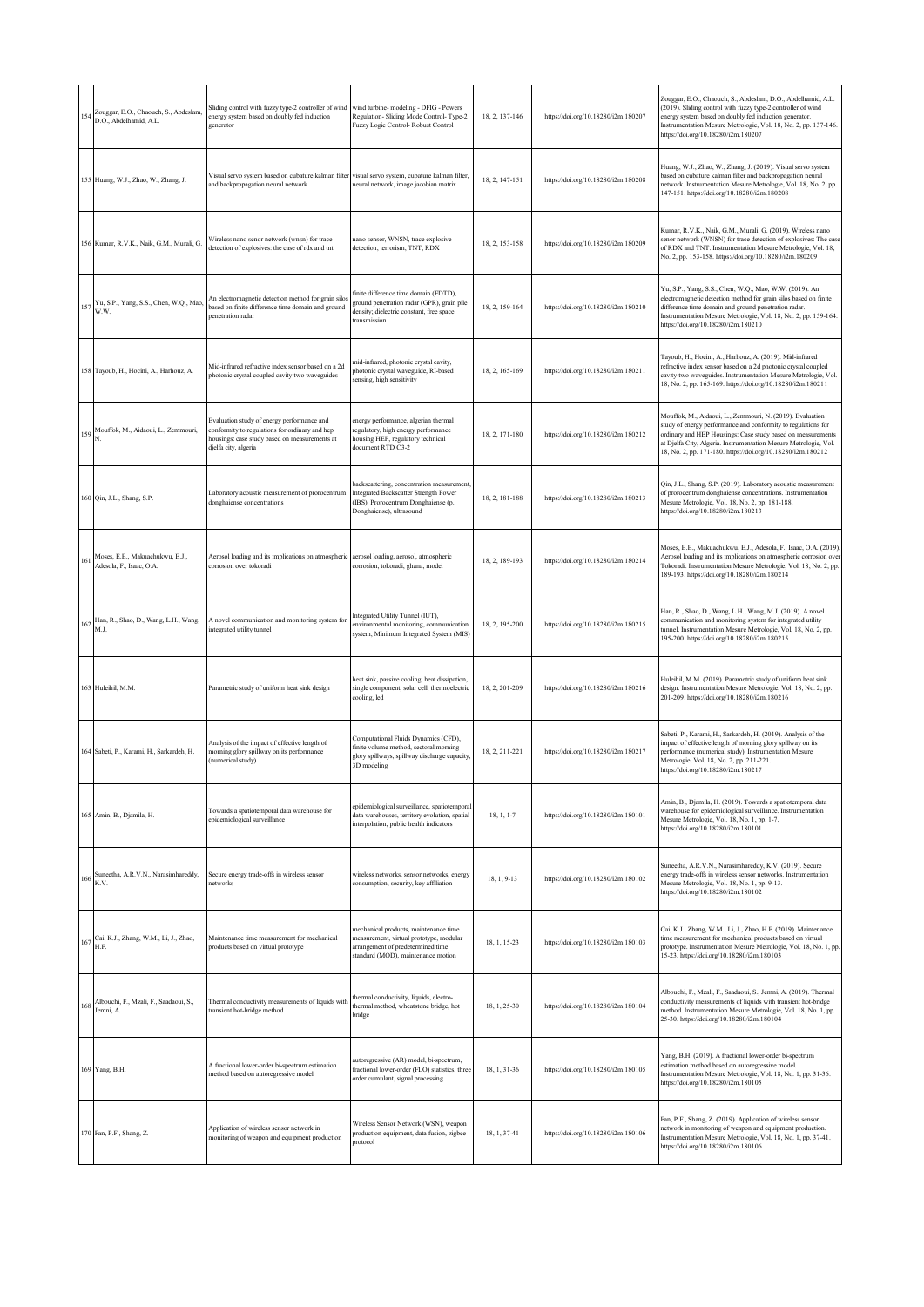| 154 | Zouggar, E.O., Chaouch, S., Abdeslam, D.O., Abdelhamid, A.L. | Sliding control with fuzzy type-2 controller of wind energy system based on doubly fed induction generator | wind turbine- modeling - DFIG - Powers Regulation- Sliding Mode Control- Type-2 Fuzzy Logic Control- Robust Control | 18, 2, 137-146 | https://doi.org/10.18280/i2m.180207 | Zouggar, E.O., Chaouch, S., Abdeslam, D.O., Abdelhamid, A.L. (2019). Sliding control with fuzzy type-2 controller of wind energy system based on doubly fed induction generator. Instrumentation Mesure Metrologie, Vol. 18, No. 2, pp. 137-146. https://doi.org/10.18280/i2m.180207 |
|---|---|---|---|---|---|---|
| 155 | Huang, W.J., Zhao, W., Zhang, J. | Visual servo system based on cubature kalman filter and backpropagation neural network | visual servo system, cubature kalman filter, neural network, image jacobian matrix | 18, 2, 147-151 | https://doi.org/10.18280/i2m.180208 | Huang, W.J., Zhao, W., Zhang, J. (2019). Visual servo system based on cubature kalman filter and backpropagation neural network. Instrumentation Mesure Metrologie, Vol. 18, No. 2, pp. 147-151. https://doi.org/10.18280/i2m.180208 |
| 156 | Kumar, R.V.K., Naik, G.M., Murali, G. | Wireless nano senor network (wnsn) for trace detection of explosives: the case of rdx and tnt | nano sensor, WNSN, trace explosive detection, terrorism, TNT, RDX | 18, 2, 153-158 | https://doi.org/10.18280/i2m.180209 | Kumar, R.V.K., Naik, G.M., Murali, G. (2019). Wireless nano senor network (WNSN) for trace detection of explosives: The case of RDX and TNT. Instrumentation Mesure Metrologie, Vol. 18, No. 2, pp. 153-158. https://doi.org/10.18280/i2m.180209 |
| 157 | Yu, S.P., Yang, S.S., Chen, W.Q., Mao, W.W. | An electromagnetic detection method for grain silos based on finite difference time domain and ground penetration radar | finite difference time domain (FDTD), ground penetration radar (GPR), grain pile density; dielectric constant, free space transmission | 18, 2, 159-164 | https://doi.org/10.18280/i2m.180210 | Yu, S.P., Yang, S.S., Chen, W.Q., Mao, W.W. (2019). An electromagnetic detection method for grain silos based on finite difference time domain and ground penetration radar. Instrumentation Mesure Metrologie, Vol. 18, No. 2, pp. 159-164. https://doi.org/10.18280/i2m.180210 |
| 158 | Tayoub, H., Hocini, A., Harhouz, A. | Mid-infrared refractive index sensor based on a 2d photonic crystal coupled cavity-two waveguides | mid-infrared, photonic crystal cavity, photonic crystal waveguide, RI-based sensing, high sensitivity | 18, 2, 165-169 | https://doi.org/10.18280/i2m.180211 | Tayoub, H., Hocini, A., Harhouz, A. (2019). Mid-infrared refractive index sensor based on a 2d photonic crystal coupled cavity-two waveguides. Instrumentation Mesure Metrologie, Vol. 18, No. 2, pp. 165-169. https://doi.org/10.18280/i2m.180211 |
| 159 | Mouffok, M., Aidaoui, L., Zemmouri, N. | Evaluation study of energy performance and conformity to regulations for ordinary and hep housings: case study based on measurements at djelfa city, algeria | energy performance, algerian thermal regulatory, high energy performance housing HEP, regulatory technical document RTD C3-2 | 18, 2, 171-180 | https://doi.org/10.18280/i2m.180212 | Mouffok, M., Aidaoui, L., Zemmouri, N. (2019). Evaluation study of energy performance and conformity to regulations for ordinary and HEP Housings: Case study based on measurements at Djelfa City, Algeria. Instrumentation Mesure Metrologie, Vol. 18, No. 2, pp. 171-180. https://doi.org/10.18280/i2m.180212 |
| 160 | Qin, J.L., Shang, S.P. | Laboratory acoustic measurement of prorocentrum donghaiense concentrations | backscattering, concentration measurement, Integrated Backscatter Strength Power (IBS), Prorocentrum Donghaiense (p. Donghaiense), ultrasound | 18, 2, 181-188 | https://doi.org/10.18280/i2m.180213 | Qin, J.L., Shang, S.P. (2019). Laboratory acoustic measurement of prorocentrum donghaiense concentrations. Instrumentation Mesure Metrologie, Vol. 18, No. 2, pp. 181-188. https://doi.org/10.18280/i2m.180213 |
| 161 | Moses, E.E., Makuachukwu, E.J., Adesola, F., Isaac, O.A. | Aerosol loading and its implications on atmospheric corrosion over tokoradi | aerosol loading, aerosol, atmospheric corrosion, tokoradi, ghana, model | 18, 2, 189-193 | https://doi.org/10.18280/i2m.180214 | Moses, E.E., Makuachukwu, E.J., Adesola, F., Isaac, O.A. (2019). Aerosol loading and its implications on atmospheric corrosion over Tokoradi. Instrumentation Mesure Metrologie, Vol. 18, No. 2, pp. 189-193. https://doi.org/10.18280/i2m.180214 |
| 162 | Han, R., Shao, D., Wang, L.H., Wang, M.J. | A novel communication and monitoring system for integrated utility tunnel | Integrated Utility Tunnel (IUT), environmental monitoring, communication system, Minimum Integrated System (MIS) | 18, 2, 195-200 | https://doi.org/10.18280/i2m.180215 | Han, R., Shao, D., Wang, L.H., Wang, M.J. (2019). A novel communication and monitoring system for integrated utility tunnel. Instrumentation Mesure Metrologie, Vol. 18, No. 2, pp. 195-200. https://doi.org/10.18280/i2m.180215 |
| 163 | Huleihil, M.M. | Parametric study of uniform heat sink design | heat sink, passive cooling, heat dissipation, single component, solar cell, thermoelectric cooling, led | 18, 2, 201-209 | https://doi.org/10.18280/i2m.180216 | Huleihil, M.M. (2019). Parametric study of uniform heat sink design. Instrumentation Mesure Metrologie, Vol. 18, No. 2, pp. 201-209. https://doi.org/10.18280/i2m.180216 |
| 164 | Sabeti, P., Karami, H., Sarkardeh, H. | Analysis of the impact of effective length of morning glory spillway on its performance (numerical study) | Computational Fluids Dynamics (CFD), finite volume method, sectoral morning glory spillways, spillway discharge capacity, 3D modeling | 18, 2, 211-221 | https://doi.org/10.18280/i2m.180217 | Sabeti, P., Karami, H., Sarkardeh, H. (2019). Analysis of the impact of effective length of morning glory spillway on its performance (numerical study). Instrumentation Mesure Metrologie, Vol. 18, No. 2, pp. 211-221. https://doi.org/10.18280/i2m.180217 |
| 165 | Amin, B., Djamila, H. | Towards a spatiotemporal data warehouse for epidemiological surveillance | epidemiological surveillance, spatiotemporal data warehouses, territory evolution, spatial interpolation, public health indicators | 18, 1, 1-7 | https://doi.org/10.18280/i2m.180101 | Amin, B., Djamila, H. (2019). Towards a spatiotemporal data warehouse for epidemiological surveillance. Instrumentation Mesure Metrologie, Vol. 18, No. 1, pp. 1-7. https://doi.org/10.18280/i2m.180101 |
| 166 | Suneetha, A.R.V.N., Narasimhareddy, K.V. | Secure energy trade-offs in wireless sensor networks | wireless networks, sensor networks, energy consumption, security, key affiliation | 18, 1, 9-13 | https://doi.org/10.18280/i2m.180102 | Suneetha, A.R.V.N., Narasimhareddy, K.V. (2019). Secure energy trade-offs in wireless sensor networks. Instrumentation Mesure Metrologie, Vol. 18, No. 1, pp. 9-13. https://doi.org/10.18280/i2m.180102 |
| 167 | Cai, K.J., Zhang, W.M., Li, J., Zhao, H.F. | Maintenance time measurement for mechanical products based on virtual prototype | mechanical products, maintenance time measurement, virtual prototype, modular arrangement of predetermined time standard (MOD), maintenance motion | 18, 1, 15-23 | https://doi.org/10.18280/i2m.180103 | Cai, K.J., Zhang, W.M., Li, J., Zhao, H.F. (2019). Maintenance time measurement for mechanical products based on virtual prototype. Instrumentation Mesure Metrologie, Vol. 18, No. 1, pp. 15-23. https://doi.org/10.18280/i2m.180103 |
| 168 | Albouchi, F., Mzali, F., Saadaoui, S., Jemni, A. | Thermal conductivity measurements of liquids with transient hot-bridge method | thermal conductivity, liquids, electro-thermal method, wheatstone bridge, hot bridge | 18, 1, 25-30 | https://doi.org/10.18280/i2m.180104 | Albouchi, F., Mzali, F., Saadaoui, S., Jemni, A. (2019). Thermal conductivity measurements of liquids with transient hot-bridge method. Instrumentation Mesure Metrologie, Vol. 18, No. 1, pp. 25-30. https://doi.org/10.18280/i2m.180104 |
| 169 | Yang, B.H. | A fractional lower-order bi-spectrum estimation method based on autoregressive model | autoregressive (AR) model, bi-spectrum, fractional lower-order (FLO) statistics, three order cumulant, signal processing | 18, 1, 31-36 | https://doi.org/10.18280/i2m.180105 | Yang, B.H. (2019). A fractional lower-order bi-spectrum estimation method based on autoregressive model. Instrumentation Mesure Metrologie, Vol. 18, No. 1, pp. 31-36. https://doi.org/10.18280/i2m.180105 |
| 170 | Fan, P.F., Shang, Z. | Application of wireless sensor network in monitoring of weapon and equipment production | Wireless Sensor Network (WSN), weapon production equipment, data fusion, zigbee protocol | 18, 1, 37-41 | https://doi.org/10.18280/i2m.180106 | Fan, P.F., Shang, Z. (2019). Application of wireless sensor network in monitoring of weapon and equipment production. Instrumentation Mesure Metrologie, Vol. 18, No. 1, pp. 37-41. https://doi.org/10.18280/i2m.180106 |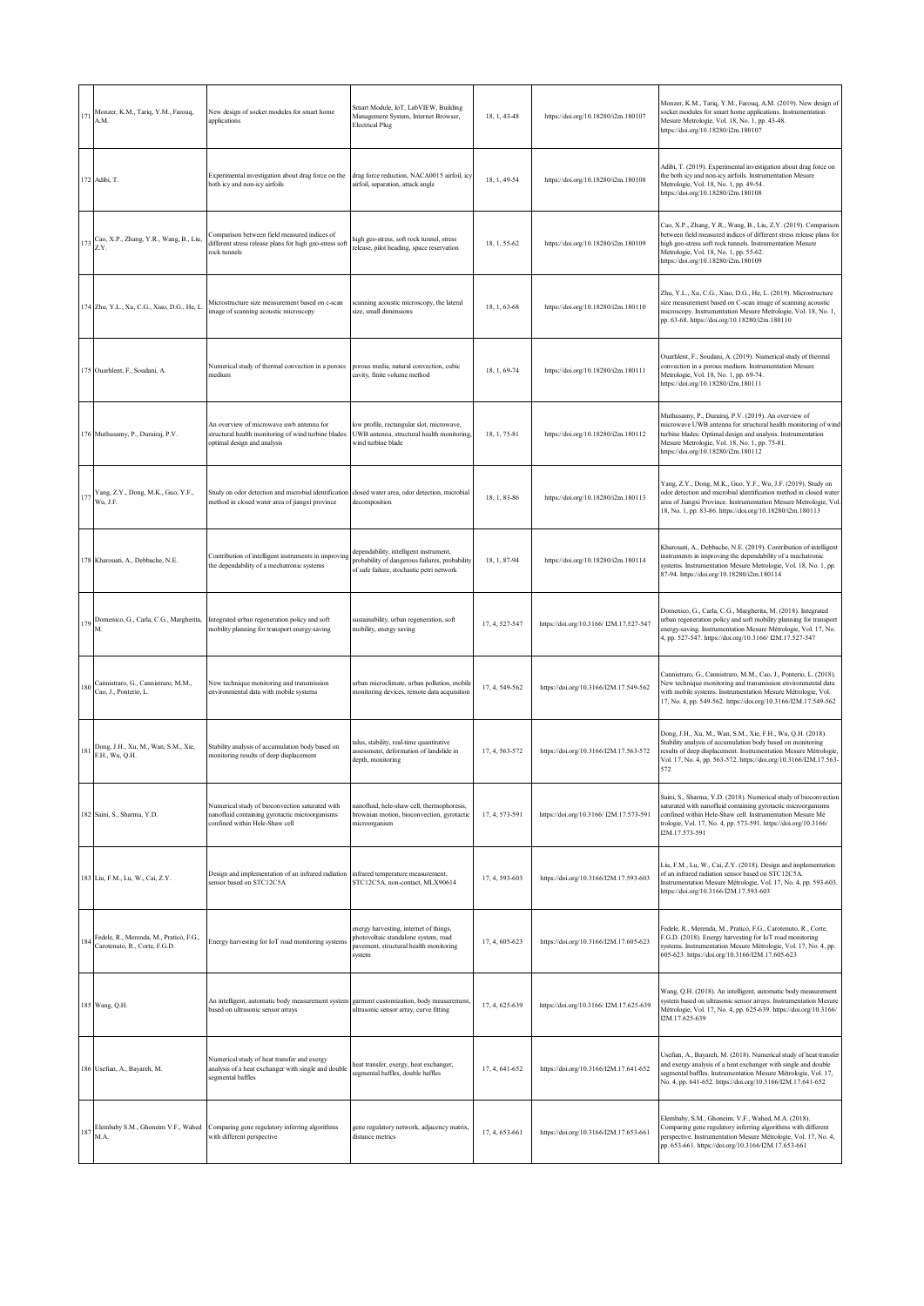| 171 | Monzer, K.M., Tariq, Y.M., Farouq, A.M. | New design of socket modules for smart home applications | Smart Module, IoT, LabVIEW, Building Management System, Internet Browser, Electrical Plug | 18, 1, 43-48 | https://doi.org/10.18280/i2m.180107 | Monzer, K.M., Tariq, Y.M., Farouq, A.M. (2019). New design of socket modules for smart home applications. Instrumentation Mesure Metrologie, Vol. 18, No. 1, pp. 43-48. https://doi.org/10.18280/i2m.180107 |
|---|---|---|---|---|---|---|
| 172 | Adibi, T. | Experimental investigation about drag force on the both icy and non-icy airfoils | drag force reduction, NACA0015 airfoil, icy airfoil, separation, attack angle | 18, 1, 49-54 | https://doi.org/10.18280/i2m.180108 | Adibi, T. (2019). Experimental investigation about drag force on the both icy and non-icy airfoils. Instrumentation Mesure Metrologie, Vol. 18, No. 1, pp. 49-54. https://doi.org/10.18280/i2m.180108 |
| 173 | Cao, X.P., Zhang, Y.R., Wang, B., Liu, Z.Y. | Comparison between field measured indices of different stress release plans for high geo-stress soft rock tunnels | high geo-stress, soft rock tunnel, stress release, pilot heading, space reservation | 18, 1, 55-62 | https://doi.org/10.18280/i2m.180109 | Cao, X.P., Zhang, Y.R., Wang, B., Liu, Z.Y. (2019). Comparison between field measured indices of different stress release plans for high geo-stress soft rock tunnels. Instrumentation Mesure Metrologie, Vol. 18, No. 1, pp. 55-62. https://doi.org/10.18280/i2m.180109 |
| 174 | Zhu, Y.L., Xu, C.G., Xiao, D.G., He, L. | Microstructure size measurement based on c-scan image of scanning acoustic microscopy | scanning acoustic microscopy, the lateral size, small dimensions | 18, 1, 63-68 | https://doi.org/10.18280/i2m.180110 | Zhu, Y.L., Xu, C.G., Xiao, D.G., He, L. (2019). Microstructure size measurement based on C-scan image of scanning acoustic microscopy. Instrumentation Mesure Metrologie, Vol. 18, No. 1, pp. 63-68. https://doi.org/10.18280/i2m.180110 |
| 175 | Ouarhlent, F., Soudani, A. | Numerical study of thermal convection in a porous medium | porous media, natural convection, cubic cavity, finite volume method | 18, 1, 69-74 | https://doi.org/10.18280/i2m.180111 | Ouarhlent, F., Soudani, A. (2019). Numerical study of thermal convection in a porous medium. Instrumentation Mesure Metrologie, Vol. 18, No. 1, pp. 69-74. https://doi.org/10.18280/i2m.180111 |
| 176 | Muthusamy, P., Durairaj, P.V. | An overview of microwave uwb antenna for structural health monitoring of wind turbine blades: optimal design and analysis | low profile, rectangular slot, microwave, UWB antenna, structural health monitoring, wind turbine blade | 18, 1, 75-81 | https://doi.org/10.18280/i2m.180112 | Muthusamy, P., Durairaj, P.V. (2019). An overview of microwave UWB antenna for structural health monitoring of wind turbine blades: Optimal design and analysis. Instrumentation Mesure Metrologie, Vol. 18, No. 1, pp. 75-81. https://doi.org/10.18280/i2m.180112 |
| 177 | Yang, Z.Y., Dong, M.K., Guo, Y.F., Wu, J.F. | Study on odor detection and microbial identification method in closed water area of jiangxi province | closed water area, odor detection, microbial decomposition | 18, 1, 83-86 | https://doi.org/10.18280/i2m.180113 | Yang, Z.Y., Dong, M.K., Guo, Y.F., Wu, J.F. (2019). Study on odor detection and microbial identification method in closed water area of Jiangxi Province. Instrumentation Mesure Metrologie, Vol. 18, No. 1, pp. 83-86. https://doi.org/10.18280/i2m.180113 |
| 178 | Kharouati, A., Debbache, N.E. | Contribution of intelligent instruments in improving the dependability of a mechatronic systems | dependability, intelligent instrument, probability of dangerous failures, probability of safe failure, stochastic petri network | 18, 1, 87-94 | https://doi.org/10.18280/i2m.180114 | Kharouati, A., Debbache, N.E. (2019). Contribution of intelligent instruments in improving the dependability of a mechatronic systems. Instrumentation Mesure Metrologie, Vol. 18, No. 1, pp. 87-94. https://doi.org/10.18280/i2m.180114 |
| 179 | Domenico, G., Carla, C.G., Margherita, M. | Integrated urban regeneration policy and soft mobility planning for transport energy-saving | sustainability, urban regeneration, soft mobility, energy saving | 17, 4, 527-547 | https://doi.org/10.3166/ I2M.17.527-547 | Domenico, G., Carla, C.G., Margherita, M. (2018). Integrated urban regeneration policy and soft mobility planning for transport energy-saving. Instrumentation Mesure Métrologie, Vol. 17, No. 4, pp. 527-547. https://doi.org/10.3166/ I2M.17.527-547 |
| 180 | Cannistraro, G., Cannistraro, M.M., Cao, J., Ponterio, L. | New technique monitoring and transmission environmental data with mobile systems | urban microclimate, urban pollution, mobile monitoring devices, remote data acquisition | 17, 4, 549-562 | https://doi.org/10.3166/I2M.17.549-562 | Cannistraro, G., Cannistraro, M.M., Cao, J., Ponterio, L. (2018). New technique monitoring and transmission environmental data with mobile systems. Instrumentation Mesure Métrologie, Vol. 17, No. 4, pp. 549-562. https://doi.org/10.3166/I2M.17.549-562 |
| 181 | Dong, J.H., Xu, M., Wan, S.M., Xie, F.H., Wu, Q.H. | Stability analysis of accumulation body based on monitoring results of deep displacement | talus, stability, real-time quantitative assessment, deformation of landslide in depth, monitoring | 17, 4, 563-572 | https://doi.org/10.3166/I2M.17.563-572 | Dong, J.H., Xu, M., Wan, S.M., Xie, F.H., Wu, Q.H. (2018). Stability analysis of accumulation body based on monitoring results of deep displacement. Instrumentation Mesure Métrologie, Vol. 17, No. 4, pp. 563-572. https://doi.org/10.3166/I2M.17.563-572 |
| 182 | Saini, S., Sharma, Y.D. | Numerical study of bioconvection saturated with nanofluid containing gyrotactic microorganisms confined within Hele-Shaw cell | nanofluid, hele-shaw cell, thermophoresis, brownian motion, bioconvection, gyrotactic microorganism | 17, 4, 573-591 | https://doi.org/10.3166/ I2M.17.573-591 | Saini, S., Sharma, Y.D. (2018). Numerical study of bioconvection saturated with nanofluid containing gyrotactic microorganisms confined within Hele-Shaw cell. Instrumentation Mesure Mé trologie, Vol. 17, No. 4, pp. 573-591. https://doi.org/10.3166/ I2M.17.573-591 |
| 183 | Liu, F.M., Lu, W., Cai, Z.Y. | Design and implementation of an infrared radiation sensor based on STC12C5A | infrared temperature measurement, STC12C5A, non-contact, MLX90614 | 17, 4, 593-603 | https://doi.org/10.3166/I2M.17.593-603 | Liu, F.M., Lu, W., Cai, Z.Y. (2018). Design and implementation of an infrared radiation sensor based on STC12C5A. Instrumentation Mesure Métrologie, Vol. 17, No. 4, pp. 593-603. https://doi.org/10.3166/I2M.17.593-603 |
| 184 | Fedele, R., Merenda, M., Praticò, F.G., Carotenuto, R., Corte, F.G.D. | Energy harvesting for IoT road monitoring systems | energy harvesting, internet of things, photovoltaic standalone system, road pavement, structural health monitoring system | 17, 4, 605-623 | https://doi.org/10.3166/I2M.17.605-623 | Fedele, R., Merenda, M., Praticò, F.G., Carotenuto, R., Corte, F.G.D. (2018). Energy harvesting for IoT road monitoring systems. Instrumentation Mesure Métrologie, Vol. 17, No. 4, pp. 605-623. https://doi.org/10.3166/I2M.17.605-623 |
| 185 | Wang, Q.H. | An intelligent, automatic body measurement system based on ultrasonic sensor arrays | garment customization, body measurement, ultrasonic sensor array, curve fitting | 17, 4, 625-639 | https://doi.org/10.3166/ I2M.17.625-639 | Wang, Q.H. (2018). An intelligent, automatic body measurement system based on ultrasonic sensor arrays. Instrumentation Mesure Métrologie, Vol. 17, No. 4, pp. 625-639. https://doi.org/10.3166/ I2M.17.625-639 |
| 186 | Usefian, A., Bayareh, M. | Numerical study of heat transfer and exergy analysis of a heat exchanger with single and double segmental baffles | heat transfer, exergy, heat exchanger, segmental baffles, double baffles | 17, 4, 641-652 | https://doi.org/10.3166/I2M.17.641-652 | Usefian, A., Bayareh, M. (2018). Numerical study of heat transfer and exergy analysis of a heat exchanger with single and double segmental baffles. Instrumentation Mesure Métrologie, Vol. 17, No. 4, pp. 641-652. https://doi.org/10.3166/I2M.17.641-652 |
| 187 | Elembaby S.M., Ghoneim V.F., Wahed M.A. | Comparing gene regulatory inferring algorithms with different perspective | gene regulatory network, adjacency matrix, distance metrics | 17, 4, 653-661 | https://doi.org/10.3166/I2M.17.653-661 | Elembaby, S.M., Ghoneim, V.F., Wahed, M.A. (2018). Comparing gene regulatory inferring algorithms with different perspective. Instrumentation Mesure Métrologie, Vol. 17, No. 4, pp. 653-661. https://doi.org/10.3166/I2M.17.653-661 |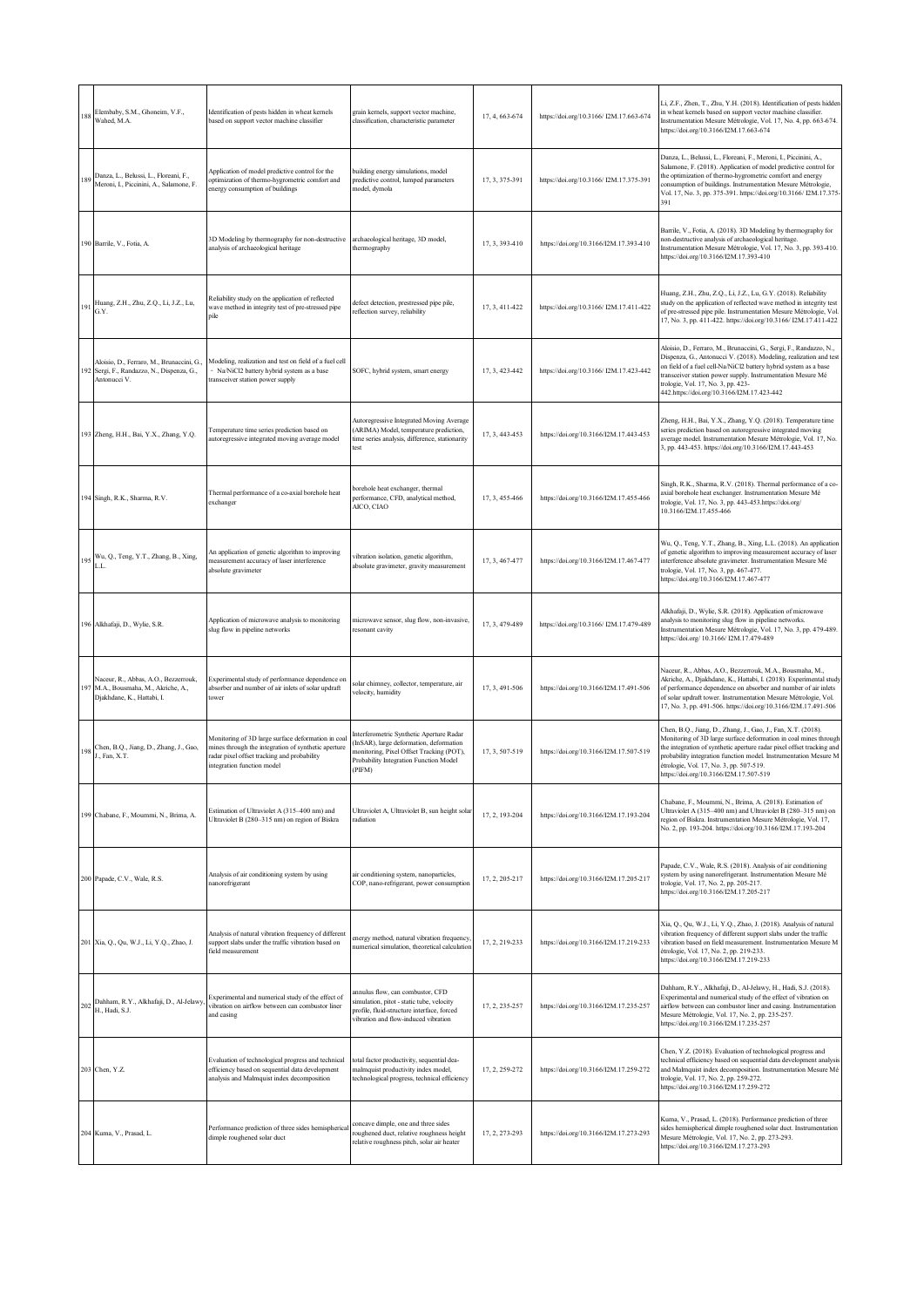| 188 | Elembaby, S.M., Ghoneim, V.F., Wahed, M.A. | Identification of pests hidden in wheat kernels based on support vector machine classifier | grain kernels, support vector machine, classification, characteristic parameter | 17, 4, 663-674 | https://doi.org/10.3166/ I2M.17.663-674 | Li, Z.F., Zhen, T., Zhu, Y.H. (2018). Identification of pests hidden in wheat kernels based on support vector machine classifier. Instrumentation Mesure Métrologie, Vol. 17, No. 4, pp. 663-674. https://doi.org/10.3166/I2M.17.663-674 |
|---|---|---|---|---|---|---|
| 189 | Danza, L., Belussi, L., Floreani, F., Meroni, I., Piccinini, A., Salamone, F. | Application of model predictive control for the optimization of thermo-hygrometric comfort and energy consumption of buildings | building energy simulations, model predictive control, lumped parameters model, dymola | 17, 3, 375-391 | https://doi.org/10.3166/ I2M.17.375-391 | Danza, L., Belussi, L., Floreani, F., Meroni, I., Piccinini, A., Salamone, F. (2018). Application of model predictive control for the optimization of thermo-hygrometric comfort and energy consumption of buildings. Instrumentation Mesure Métrologie, Vol. 17, No. 3, pp. 375-391. https://doi.org/10.3166/ I2M.17.375-391 |
| 190 | Barrile, V., Fotia, A. | 3D Modeling by thermography for non-destructive analysis of archaeological heritage | archaeological heritage, 3D model, thermography | 17, 3, 393-410 | https://doi.org/10.3166/I2M.17.393-410 | Barrile, V., Fotia, A. (2018). 3D Modeling by thermography for non-destructive analysis of archaeological heritage. Instrumentation Mesure Métrologie, Vol. 17, No. 3, pp. 393-410. https://doi.org/10.3166/I2M.17.393-410 |
| 191 | Huang, Z.H., Zhu, Z.Q., Li, J.Z., Lu, G.Y. | Reliability study on the application of reflected wave method in integrity test of pre-stressed pipe pile | defect detection, prestressed pipe pile, reflection survey, reliability | 17, 3, 411-422 | https://doi.org/10.3166/ I2M.17.411-422 | Huang, Z.H., Zhu, Z.Q., Li, J.Z., Lu, G.Y. (2018). Reliability study on the application of reflected wave method in integrity test of pre-stressed pipe pile. Instrumentation Mesure Métrologie, Vol. 17, No. 3, pp. 411-422. https://doi.org/10.3166/ I2M.17.411-422 |
| 192 | Aloisio, D., Ferraro, M., Brunaccini, G., Sergi, F., Randazzo, N., Dispenza, G., Antonucci V. | Modeling, realization and test on field of a fuel cell - Na/NiCl2 battery hybrid system as a base transceiver station power supply | SOFC, hybrid system, smart energy | 17, 3, 423-442 | https://doi.org/10.3166/ I2M.17.423-442 | Aloisio, D., Ferraro, M., Brunaccini, G., Sergi, F., Randazzo, N., Dispenza, G., Antonucci V. (2018). Modeling, realization and test on field of a fuel cell-Na/NiCl2 battery hybrid system as a base transceiver station power supply. Instrumentation Mesure Mé trologie, Vol. 17, No. 3, pp. 423-442.https://doi.org/10.3166/I2M.17.423-442 |
| 193 | Zheng, H.H., Bai, Y.X., Zhang, Y.Q. | Temperature time series prediction based on autoregressive integrated moving average model | Autoregressive Integrated Moving Average (ARIMA) Model, temperature prediction, time series analysis, difference, stationarity test | 17, 3, 443-453 | https://doi.org/10.3166/I2M.17.443-453 | Zheng, H.H., Bai, Y.X., Zhang, Y.Q. (2018). Temperature time series prediction based on autoregressive integrated moving average model. Instrumentation Mesure Métrologie, Vol. 17, No. 3, pp. 443-453. https://doi.org/10.3166/I2M.17.443-453 |
| 194 | Singh, R.K., Sharma, R.V. | Thermal performance of a co-axial borehole heat exchanger | borehole heat exchanger, thermal performance, CFD, analytical method, AICO, CIAO | 17, 3, 455-466 | https://doi.org/10.3166/I2M.17.455-466 | Singh, R.K., Sharma, R.V. (2018). Thermal performance of a co-axial borehole heat exchanger. Instrumentation Mesure Mé trologie, Vol. 17, No. 3, pp. 443-453.https://doi.org/ 10.3166/I2M.17.455-466 |
| 195 | Wu, Q., Teng, Y.T., Zhang, B., Xing, L.L. | An application of genetic algorithm to improving measurement accuracy of laser interference absolute gravimeter | vibration isolation, genetic algorithm, absolute gravimeter, gravity measurement | 17, 3, 467-477 | https://doi.org/10.3166/I2M.17.467-477 | Wu, Q., Teng, Y.T., Zhang, B., Xing, L.L. (2018). An application of genetic algorithm to improving measurement accuracy of laser interference absolute gravimeter. Instrumentation Mesure Mé trologie, Vol. 17, No. 3, pp. 467-477. https://doi.org/10.3166/I2M.17.467-477 |
| 196 | Alkhafaji, D., Wylie, S.R. | Application of microwave analysis to monitoring slug flow in pipeline networks | microwave sensor, slug flow, non-invasive, resonant cavity | 17, 3, 479-489 | https://doi.org/10.3166/ I2M.17.479-489 | Alkhafaji, D., Wylie, S.R. (2018). Application of microwave analysis to monitoring slug flow in pipeline networks. Instrumentation Mesure Métrologie, Vol. 17, No. 3, pp. 479-489. https://doi.org/ 10.3166/ I2M.17.479-489 |
| 197 | Naceur, R., Abbas, A.O., Bezzerrouk, M.A., Bousmaha, M., Akriche, A., Djakhdane, K., Hattabi, I. | Experimental study of performance dependence on absorber and number of air inlets of solar updraft tower | solar chimney, collector, temperature, air velocity, humidity | 17, 3, 491-506 | https://doi.org/10.3166/I2M.17.491-506 | Naceur, R., Abbas, A.O., Bezzerrouk, M.A., Bousmaha, M., Akriche, A., Djakhdane, K., Hattabi, I. (2018). Experimental study of performance dependence on absorber and number of air inlets of solar updraft tower. Instrumentation Mesure Métrologie, Vol. 17, No. 3, pp. 491-506. https://doi.org/10.3166/I2M.17.491-506 |
| 198 | Chen, B.Q., Jiang, D., Zhang, J., Gao, J., Fan, X.T. | Monitoring of 3D large surface deformation in coal mines through the integration of synthetic aperture radar pixel offset tracking and probability integration function model | Interferometric Synthetic Aperture Radar (InSAR), large deformation, deformation monitoring, Pixel Offset Tracking (POT), Probability Integration Function Model (PIFM) | 17, 3, 507-519 | https://doi.org/10.3166/I2M.17.507-519 | Chen, B.Q., Jiang, D., Zhang, J., Gao, J., Fan, X.T. (2018). Monitoring of 3D large surface deformation in coal mines through the integration of synthetic aperture radar pixel offset tracking and probability integration function model. Instrumentation Mesure M étrologie, Vol. 17, No. 3, pp. 507-519. https://doi.org/10.3166/I2M.17.507-519 |
| 199 | Chabane, F., Moummi, N., Brima, A. | Estimation of Ultraviolet A (315–400 nm) and Ultraviolet B (280–315 nm) on region of Biskra | Ultraviolet A, Ultraviolet B, sun height solar radiation | 17, 2, 193-204 | https://doi.org/10.3166/I2M.17.193-204 | Chabane, F., Moummi, N., Brima, A. (2018). Estimation of Ultraviolet A (315–400 nm) and Ultraviolet B (280–315 nm) on region of Biskra. Instrumentation Mesure Métrologie, Vol. 17, No. 2, pp. 193-204. https://doi.org/10.3166/I2M.17.193-204 |
| 200 | Papade, C.V., Wale, R.S. | Analysis of air conditioning system by using nanorefrigerant | air conditioning system, nanoparticles, COP, nano-refrigerant, power consumption | 17, 2, 205-217 | https://doi.org/10.3166/I2M.17.205-217 | Papade, C.V., Wale, R.S. (2018). Analysis of air conditioning system by using nanorefrigerant. Instrumentation Mesure Mé trologie, Vol. 17, No. 2, pp. 205-217. https://doi.org/10.3166/I2M.17.205-217 |
| 201 | Xia, Q., Qu, W.J., Li, Y.Q., Zhao, J. | Analysis of natural vibration frequency of different support slabs under the traffic vibration based on field measurement | energy method, natural vibration frequency, numerical simulation, theoretical calculation | 17, 2, 219-233 | https://doi.org/10.3166/I2M.17.219-233 | Xia, Q., Qu, W.J., Li, Y.Q., Zhao, J. (2018). Analysis of natural vibration frequency of different support slabs under the traffic vibration based on field measurement. Instrumentation Mesure M étrologie, Vol. 17, No. 2, pp. 219-233. https://doi.org/10.3166/I2M.17.219-233 |
| 202 | Dahham, R.Y., Alkhafaji, D., Al-Jelawy, H., Hadi, S.J. | Experimental and numerical study of the effect of vibration on airflow between can combustor liner and casing | annulus flow, can combustor, CFD simulation, pitot - static tube, velocity profile, fluid-structure interface, forced vibration and flow-induced vibration | 17, 2, 235-257 | https://doi.org/10.3166/I2M.17.235-257 | Dahham, R.Y., Alkhafaji, D., Al-Jelawy, H., Hadi, S.J. (2018). Experimental and numerical study of the effect of vibration on airflow between can combustor liner and casing. Instrumentation Mesure Métrologie, Vol. 17, No. 2, pp. 235-257. https://doi.org/10.3166/I2M.17.235-257 |
| 203 | Chen, Y.Z. | Evaluation of technological progress and technical efficiency based on sequential data development analysis and Malmquist index decomposition | total factor productivity, sequential dea-malmquist productivity index model, technological progress, technical efficiency | 17, 2, 259-272 | https://doi.org/10.3166/I2M.17.259-272 | Chen, Y.Z. (2018). Evaluation of technological progress and technical efficiency based on sequential data development analysis and Malmquist index decomposition. Instrumentation Mesure Mé trologie, Vol. 17, No. 2, pp. 259-272. https://doi.org/10.3166/I2M.17.259-272 |
| 204 | Kuma, V., Prasad, L. | Performance prediction of three sides hemispherical dimple roughened solar duct | concave dimple, one and three sides roughened duct, relative roughness height relative roughness pitch, solar air heater | 17, 2, 273-293 | https://doi.org/10.3166/I2M.17.273-293 | Kuma, V., Prasad, L. (2018). Performance prediction of three sides hemispherical dimple roughened solar duct. Instrumentation Mesure Métrologie, Vol. 17, No. 2, pp. 273-293. https://doi.org/10.3166/I2M.17.273-293 |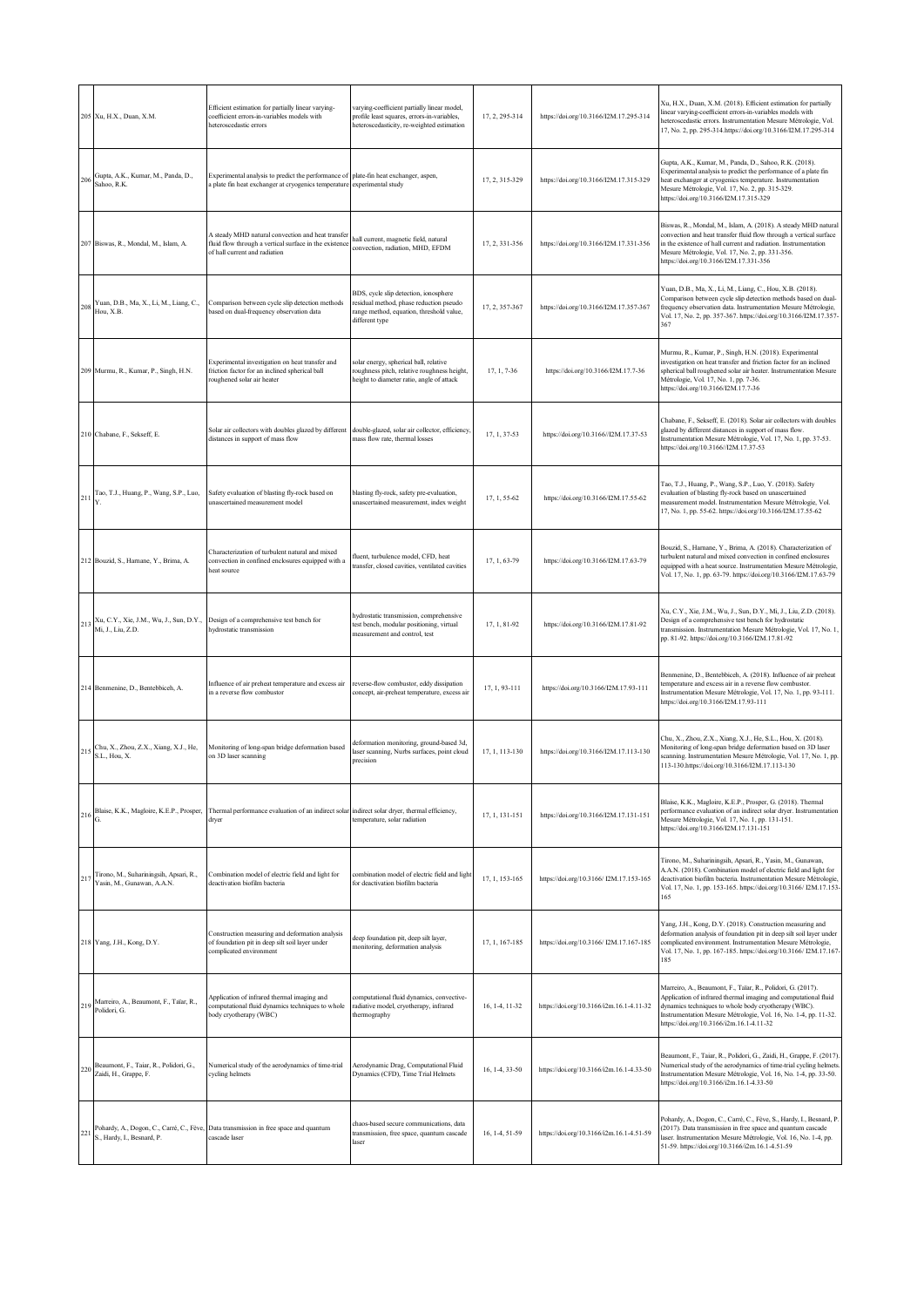| 205 | Xu, H.X., Duan, X.M. | Efficient estimation for partially linear varying-coefficient errors-in-variables models with heteroscedastic errors | varying-coefficient partially linear model, profile least squares, errors-in-variables, heteroscedasticity, re-weighted estimation | 17, 2, 295-314 | https://doi.org/10.3166/I2M.17.295-314 | Xu, H.X., Duan, X.M. (2018). Efficient estimation for partially linear varying-coefficient errors-in-variables models with heteroscedastic errors. Instrumentation Mesure Métrologie, Vol. 17, No. 2, pp. 295-314.https://doi.org/10.3166/I2M.17.295-314 |
|---|---|---|---|---|---|---|
| 206 | Gupta, A.K., Kumar, M., Panda, D., Sahoo, R.K. | Experimental analysis to predict the performance of a plate fin heat exchanger at cryogenics temperature | plate-fin heat exchanger, aspen, experimental study | 17, 2, 315-329 | https://doi.org/10.3166/I2M.17.315-329 | Gupta, A.K., Kumar, M., Panda, D., Sahoo, R.K. (2018). Experimental analysis to predict the performance of a plate fin heat exchanger at cryogenics temperature. Instrumentation Mesure Métrologie, Vol. 17, No. 2, pp. 315-329. https://doi.org/10.3166/I2M.17.315-329 |
| 207 | Biswas, R., Mondal, M., Islam, A. | A steady MHD natural convection and heat transfer fluid flow through a vertical surface in the existence of hall current and radiation | hall current, magnetic field, natural convection, radiation, MHD, EFDM | 17, 2, 331-356 | https://doi.org/10.3166/I2M.17.331-356 | Biswas, R., Mondal, M., Islam, A. (2018). A steady MHD natural convection and heat transfer fluid flow through a vertical surface in the existence of hall current and radiation. Instrumentation Mesure Métrologie, Vol. 17, No. 2, pp. 331-356. https://doi.org/10.3166/I2M.17.331-356 |
| 208 | Yuan, D.B., Ma, X., Li, M., Liang, C., Hou, X.B. | Comparison between cycle slip detection methods based on dual-frequency observation data | BDS, cycle slip detection, ionosphere residual method, phase reduction pseudo range method, equation, threshold value, different type | 17, 2, 357-367 | https://doi.org/10.3166/I2M.17.357-367 | Yuan, D.B., Ma, X., Li, M., Liang, C., Hou, X.B. (2018). Comparison between cycle slip detection methods based on dual-frequency observation data. Instrumentation Mesure Métrologie, Vol. 17, No. 2, pp. 357-367. https://doi.org/10.3166/I2M.17.357-367 |
| 209 | Murmu, R., Kumar, P., Singh, H.N. | Experimental investigation on heat transfer and friction factor for an inclined spherical ball roughened solar air heater | solar energy, spherical ball, relative roughness pitch, relative roughness height, height to diameter ratio, angle of attack | 17, 1, 7-36 | https://doi.org/10.3166/I2M.17.7-36 | Murmu, R., Kumar, P., Singh, H.N. (2018). Experimental investigation on heat transfer and friction factor for an inclined spherical ball roughened solar air heater. Instrumentation Mesure Métrologie, Vol. 17, No. 1, pp. 7-36. https://doi.org/10.3166/I2M.17.7-36 |
| 210 | Chabane, F., Sekseff, E. | Solar air collectors with doubles glazed by different distances in support of mass flow | double-glazed, solar air collector, efficiency, mass flow rate, thermal losses | 17, 1, 37-53 | https://doi.org/10.3166//I2M.17.37-53 | Chabane, F., Sekseff, E. (2018). Solar air collectors with doubles glazed by different distances in support of mass flow. Instrumentation Mesure Métrologie, Vol. 17, No. 1, pp. 37-53. https://doi.org/10.3166//I2M.17.37-53 |
| 211 | Tao, T.J., Huang, P., Wang, S.P., Luo, Y. | Safety evaluation of blasting fly-rock based on unascertained measurement model | blasting fly-rock, safety pre-evaluation, unascertained measurement, index weight | 17, 1, 55-62 | https://doi.org/10.3166/I2M.17.55-62 | Tao, T.J., Huang, P., Wang, S.P., Luo, Y. (2018). Safety evaluation of blasting fly-rock based on unascertained measurement model. Instrumentation Mesure Métrologie, Vol. 17, No. 1, pp. 55-62. https://doi.org/10.3166/I2M.17.55-62 |
| 212 | Bouzid, S., Hamane, Y., Brima, A. | Characterization of turbulent natural and mixed convection in confined enclosures equipped with a heat source | fluent, turbulence model, CFD, heat transfer, closed cavities, ventilated cavities | 17, 1, 63-79 | https://doi.org/10.3166/I2M.17.63-79 | Bouzid, S., Hamane, Y., Brima, A. (2018). Characterization of turbulent natural and mixed convection in confined enclosures equipped with a heat source. Instrumentation Mesure Métrologie, Vol. 17, No. 1, pp. 63-79. https://doi.org/10.3166/I2M.17.63-79 |
| 213 | Xu, C.Y., Xie, J.M., Wu, J., Sun, D.Y., Mi, J., Liu, Z.D. | Design of a comprehensive test bench for hydrostatic transmission | hydrostatic transmission, comprehensive test bench, modular positioning, virtual measurement and control, test | 17, 1, 81-92 | https://doi.org/10.3166/I2M.17.81-92 | Xu, C.Y., Xie, J.M., Wu, J., Sun, D.Y., Mi, J., Liu, Z.D. (2018). Design of a comprehensive test bench for hydrostatic transmission. Instrumentation Mesure Métrologie, Vol. 17, No. 1, pp. 81-92. https://doi.org/10.3166/I2M.17.81-92 |
| 214 | Benmenine, D., Bentebbiceh, A. | Influence of air preheat temperature and excess air in a reverse flow combustor | reverse-flow combustor, eddy dissipation concept, air-preheat temperature, excess air | 17, 1, 93-111 | https://doi.org/10.3166/I2M.17.93-111 | Benmenine, D., Bentebbiceh, A. (2018). Influence of air preheat temperature and excess air in a reverse flow combustor. Iinstrumentation Mesure Métrologie, Vol. 17, No. 1, pp. 93-111. https://doi.org/10.3166/I2M.17.93-111 |
| 215 | Chu, X., Zhou, Z.X., Xiang, X.J., He, S.L., Hou, X. | Monitoring of long-span bridge deformation based on 3D laser scanning | deformation monitoring, ground-based 3d, laser scanning, Nurbs surfaces, point cloud precision | 17, 1, 113-130 | https://doi.org/10.3166/I2M.17.113-130 | Chu, X., Zhou, Z.X., Xiang, X.J., He, S.L., Hou, X. (2018). Monitoring of long-span bridge deformation based on 3D laser scanning. Instrumentation Mesure Métrologie, Vol. 17, No. 1, pp. 113-130.https://doi.org/10.3166/I2M.17.113-130 |
| 216 | Blaise, K.K., Magloire, K.E.P., Prosper, G. | Thermal performance evaluation of an indirect solar dryer | indirect solar dryer, thermal efficiency, temperature, solar radiation | 17, 1, 131-151 | https://doi.org/10.3166/I2M.17.131-151 | Blaise, K.K., Magloire, K.E.P., Prosper, G. (2018). Thermal performance evaluation of an indirect solar dryer. Instrumentation Mesure Métrologie, Vol. 17, No. 1, pp. 131-151. https://doi.org/10.3166/I2M.17.131-151 |
| 217 | Tirono, M., Suhariningsih, Apsari, R., Yasin, M., Gunawan, A.A.N. | Combination model of electric field and light for deactivation biofilm bacteria | combination model of electric field and light for deactivation biofilm bacteria | 17, 1, 153-165 | https://doi.org/10.3166/ I2M.17.153-165 | Tirono, M., Suhariningsih, Apsari, R., Yasin, M., Gunawan, A.A.N. (2018). Combination model of electric field and light for deactivation biofilm bacteria. Instrumentation Mesure Métrologie, Vol. 17, No. 1, pp. 153-165. https://doi.org/10.3166/ I2M.17.153-165 |
| 218 | Yang, J.H., Kong, D.Y. | Construction measuring and deformation analysis of foundation pit in deep silt soil layer under complicated environment | deep foundation pit, deep silt layer, monitoring, deformation analysis | 17, 1, 167-185 | https://doi.org/10.3166/ I2M.17.167-185 | Yang, J.H., Kong, D.Y. (2018). Construction measuring and deformation analysis of foundation pit in deep silt soil layer under complicated environment. Instrumentation Mesure Métrologie, Vol. 17, No. 1, pp. 167-185. https://doi.org/10.3166/ I2M.17.167-185 |
| 219 | Marreiro, A., Beaumont, F., Taïar, R., Polidori, G. | Application of infrared thermal imaging and computational fluid dynamics techniques to whole body cryotherapy (WBC) | computational fluid dynamics, convective-radiative model, cryotherapy, infrared thermography | 16, 1-4, 11-32 | https://doi.org/10.3166/i2m.16.1-4.11-32 | Marreiro, A., Beaumont, F., Taïar, R., Polidori, G. (2017). Application of infrared thermal imaging and computational fluid dynamics techniques to whole body cryotherapy (WBC). Instrumentation Mesure Métrologie, Vol. 16, No. 1-4, pp. 11-32. https://doi.org/10.3166/i2m.16.1-4.11-32 |
| 220 | Beaumont, F., Taiar, R., Polidori, G., Zaidi, H., Grappe, F. | Numerical study of the aerodynamics of time-trial cycling helmets | Aerodynamic Drag, Computational Fluid Dynamics (CFD), Time Trial Helmets | 16, 1-4, 33-50 | https://doi.org/10.3166/i2m.16.1-4.33-50 | Beaumont, F., Taiar, R., Polidori, G., Zaidi, H., Grappe, F. (2017). Numerical study of the aerodynamics of time-trial cycling helmets. Instrumentation Mesure Métrologie, Vol. 16, No. 1-4, pp. 33-50. https://doi.org/10.3166/i2m.16.1-4.33-50 |
| 221 | Pohardy, A., Dogon, C., Carré, C., Fève, S., Hardy, I., Besnard, P. | Data transmission in free space and quantum cascade laser | chaos-based secure communications, data transmission, free space, quantum cascade laser | 16, 1-4, 51-59 | https://doi.org/10.3166/i2m.16.1-4.51-59 | Pohardy, A., Dogon, C., Carré, C., Fève, S., Hardy, I., Besnard, P. (2017). Data transmission in free space and quantum cascade laser. Instrumentation Mesure Métrologie, Vol. 16, No. 1-4, pp. 51-59. https://doi.org/10.3166/i2m.16.1-4.51-59 |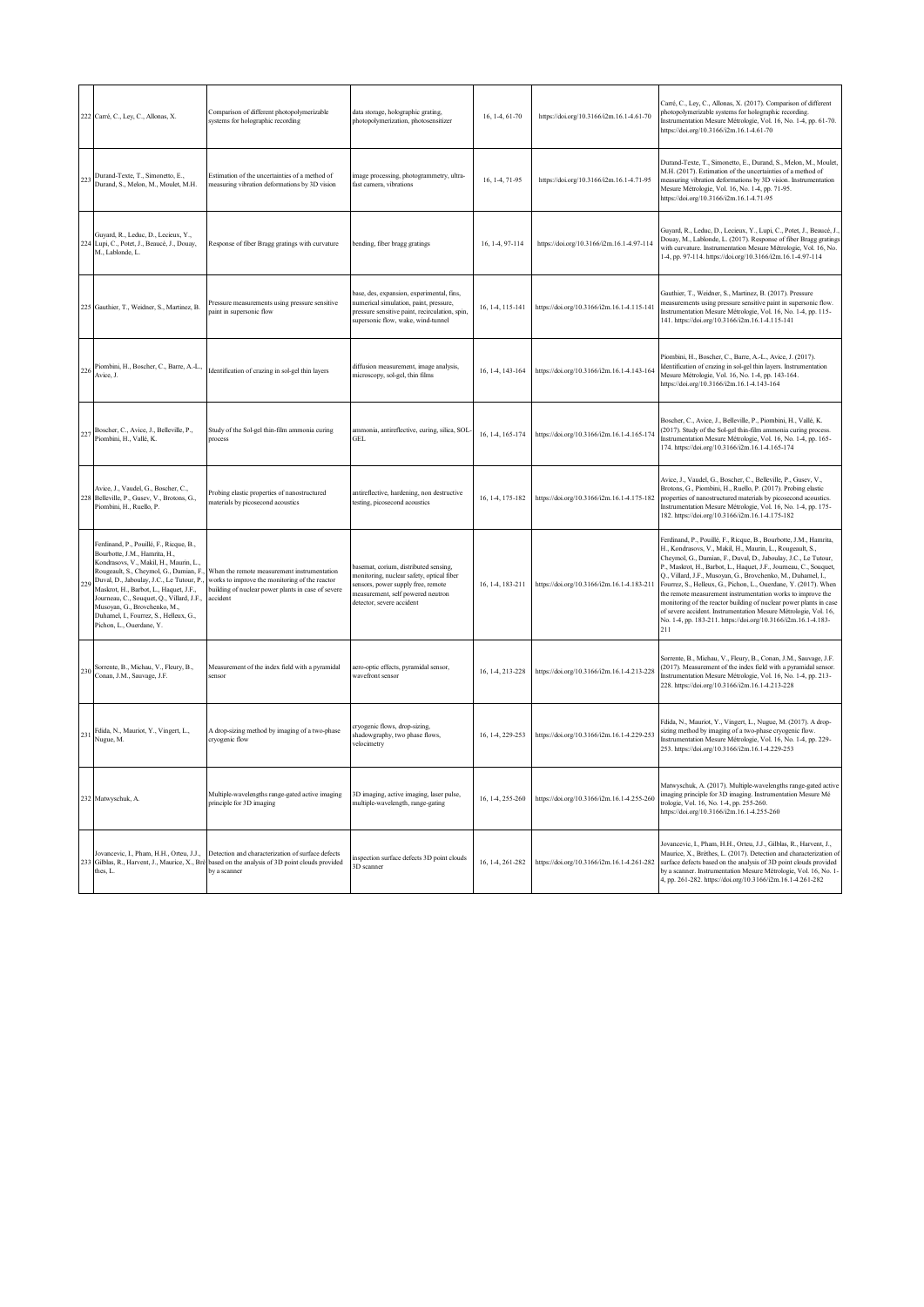| | | | | | | |
|---|---|---|---|---|---|---|
| 222 | Carré, C., Ley, C., Allonas, X. | Comparison of different photopolymerizable systems for holographic recording | data storage, holographic grating, photopolymerization, photosensitizer | 16, 1-4, 61-70 | https://doi.org/10.3166/i2m.16.1-4.61-70 | Carré, C., Ley, C., Allonas, X. (2017). Comparison of different photopolymerizable systems for holographic recording. Instrumentation Mesure Métrologie, Vol. 16, No. 1-4, pp. 61-70. https://doi.org/10.3166/i2m.16.1-4.61-70 |
| 223 | Durand-Texte, T., Simonetto, E., Durand, S., Melon, M., Moulet, M.H. | Estimation of the uncertainties of a method of measuring vibration deformations by 3D vision | image processing, photogrammetry, ultra-fast camera, vibrations | 16, 1-4, 71-95 | https://doi.org/10.3166/i2m.16.1-4.71-95 | Durand-Texte, T., Simonetto, E., Durand, S., Melon, M., Moulet, M.H. (2017). Estimation of the uncertainties of a method of measuring vibration deformations by 3D vision. Instrumentation Mesure Métrologie, Vol. 16, No. 1-4, pp. 71-95. https://doi.org/10.3166/i2m.16.1-4.71-95 |
| 224 | Guyard, R., Leduc, D., Lecieux, Y., Lupi, C., Potet, J., Beaucé, J., Douay, M., Lablonde, L. | Response of fiber Bragg gratings with curvature | bending, fiber bragg gratings | 16, 1-4, 97-114 | https://doi.org/10.3166/i2m.16.1-4.97-114 | Guyard, R., Leduc, D., Lecieux, Y., Lupi, C., Potet, J., Beaucé, J., Douay, M., Lablonde, L. (2017). Response of fiber Bragg gratings with curvature. Instrumentation Mesure Métrologie, Vol. 16, No. 1-4, pp. 97-114. https://doi.org/10.3166/i2m.16.1-4.97-114 |
| 225 | Gauthier, T., Weidner, S., Martinez, B. | Pressure measurements using pressure sensitive paint in supersonic flow | base, des, expansion, experimental, fins, numerical simulation, paint, pressure, pressure sensitive paint, recirculation, spin, supersonic flow, wake, wind-tunnel | 16, 1-4, 115-141 | https://doi.org/10.3166/i2m.16.1-4.115-141 | Gauthier, T., Weidner, S., Martinez, B. (2017). Pressure measurements using pressure sensitive paint in supersonic flow. Instrumentation Mesure Métrologie, Vol. 16, No. 1-4, pp. 115-141. https://doi.org/10.3166/i2m.16.1-4.115-141 |
| 226 | Piombini, H., Boscher, C., Barre, A.-L., Avice, J. | Identification of crazing in sol-gel thin layers | diffusion measurement, image analysis, microscopy, sol-gel, thin films | 16, 1-4, 143-164 | https://doi.org/10.3166/i2m.16.1-4.143-164 | Piombini, H., Boscher, C., Barre, A.-L., Avice, J. (2017). Identification of crazing in sol-gel thin layers. Instrumentation Mesure Métrologie, Vol. 16, No. 1-4, pp. 143-164. https://doi.org/10.3166/i2m.16.1-4.143-164 |
| 227 | Boscher, C., Avice, J., Belleville, P., Piombini, H., Vallé, K. | Study of the Sol-gel thin-film ammonia curing process | ammonia, antireflective, curing, silica, SOL-GEL | 16, 1-4, 165-174 | https://doi.org/10.3166/i2m.16.1-4.165-174 | Boscher, C., Avice, J., Belleville, P., Piombini, H., Vallé, K. (2017). Study of the Sol-gel thin-film ammonia curing process. Instrumentation Mesure Métrologie, Vol. 16, No. 1-4, pp. 165-174. https://doi.org/10.3166/i2m.16.1-4.165-174 |
| 228 | Avice, J., Vaudel, G., Boscher, C., Belleville, P., Gusev, V., Brotons, G., Piombini, H., Ruello, P. | Probing elastic properties of nanostructured materials by picosecond acoustics | antireflective, hardening, non destructive testing, picosecond acoustics | 16, 1-4, 175-182 | https://doi.org/10.3166/i2m.16.1-4.175-182 | Avice, J., Vaudel, G., Boscher, C., Belleville, P., Gusev, V., Brotons, G., Piombini, H., Ruello, P. (2017). Probing elastic properties of nanostructured materials by picosecond acoustics. Instrumentation Mesure Métrologie, Vol. 16, No. 1-4, pp. 175-182. https://doi.org/10.3166/i2m.16.1-4.175-182 |
| 229 | Ferdinand, P., Pouillé, F., Ricque, B., Bourbotte, J.M., Hamrita, H., Kondrasovs, V., Makil, H., Maurin, L., Rougeault, S., Cheymol, G., Damian, F., Duval, D., Jaboulay, J.C., Le Tutour, P., Maskrot, H., Barbot, L., Haquet, J.F., Journeau, C., Souquet, Q., Villard, J.F., Musoyan, G., Brovchenko, M., Duhamel, I., Fourrez, S., Helleux, G., Pichon, L., Ouerdane, Y. | When the remote measurement instrumentation works to improve the monitoring of the reactor building of nuclear power plants in case of severe accident | basemat, corium, distributed sensing, monitoring, nuclear safety, optical fiber sensors, power supply free, remote measurement, self powered neutron detector, severe accident | 16, 1-4, 183-211 | https://doi.org/10.3166/i2m.16.1-4.183-211 | Ferdinand, P., Pouillé, F., Ricque, B., Bourbotte, J.M., Hamrita, H., Kondrasovs, V., Makil, H., Maurin, L., Rougeault, S., Cheymol, G., Damian, F., Duval, D., Jaboulay, J.C., Le Tutour, P., Maskrot, H., Barbot, L., Haquet, J.F., Journeau, C., Souquet, Q., Villard, J.F., Musoyan, G., Brovchenko, M., Duhamel, I., Fourrez, S., Helleux, G., Pichon, L., Ouerdane, Y. (2017). When the remote measurement instrumentation works to improve the monitoring of the reactor building of nuclear power plants in case of severe accident. Instrumentation Mesure Métrologie, Vol. 16, No. 1-4, pp. 183-211. https://doi.org/10.3166/i2m.16.1-4.183-211 |
| 230 | Sorrente, B., Michau, V., Fleury, B., Conan, J.M., Sauvage, J.F. | Measurement of the index field with a pyramidal sensor | aero-optic effects, pyramidal sensor, wavefront sensor | 16, 1-4, 213-228 | https://doi.org/10.3166/i2m.16.1-4.213-228 | Sorrente, B., Michau, V., Fleury, B., Conan, J.M., Sauvage, J.F. (2017). Measurement of the index field with a pyramidal sensor. Instrumentation Mesure Métrologie, Vol. 16, No. 1-4, pp. 213-228. https://doi.org/10.3166/i2m.16.1-4.213-228 |
| 231 | Fdida, N., Mauriot, Y., Vingert, L., Nugue, M. | A drop-sizing method by imaging of a two-phase cryogenic flow | cryogenic flows, drop-sizing, shadowgraphy, two phase flows, velocimetry | 16, 1-4, 229-253 | https://doi.org/10.3166/i2m.16.1-4.229-253 | Fdida, N., Mauriot, Y., Vingert, L., Nugue, M. (2017). A drop-sizing method by imaging of a two-phase cryogenic flow. Instrumentation Mesure Métrologie, Vol. 16, No. 1-4, pp. 229-253. https://doi.org/10.3166/i2m.16.1-4.229-253 |
| 232 | Matwyschuk, A. | Multiple-wavelengths range-gated active imaging principle for 3D imaging | 3D imaging, active imaging, laser pulse, multiple-wavelength, range-gating | 16, 1-4, 255-260 | https://doi.org/10.3166/i2m.16.1-4.255-260 | Matwyschuk, A. (2017). Multiple-wavelengths range-gated active imaging principle for 3D imaging. Instrumentation Mesure Mé trologie, Vol. 16, No. 1-4, pp. 255-260. https://doi.org/10.3166/i2m.16.1-4.255-260 |
| 233 | Jovancevic, I., Pham, H.H., Orteu, J.J., Gilblas, R., Harvent, J., Maurice, X., Brè thes, L. | Detection and characterization of surface defects based on the analysis of 3D point clouds provided by a scanner | inspection surface defects 3D point clouds 3D scanner | 16, 1-4, 261-282 | https://doi.org/10.3166/i2m.16.1-4.261-282 | Jovancevic, I., Pham, H.H., Orteu, J.J., Gilblas, R., Harvent, J., Maurice, X., Brèthes, L. (2017). Detection and characterization of surface defects based on the analysis of 3D point clouds provided by a scanner. Instrumentation Mesure Métrologie, Vol. 16, No. 1-4, pp. 261-282. https://doi.org/10.3166/i2m.16.1-4.261-282 |